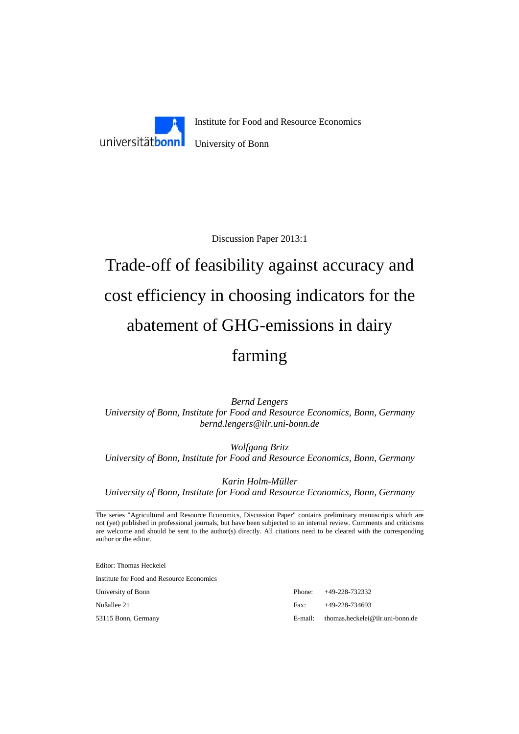universitätbonn

Institute for Food and Resource Economics

University of Bonn

Discussion Paper 2013:1

# Trade-off of feasibility against accuracy and cost efficiency in choosing indicators for the abatement of GHG-emissions in dairy farming

*Bernd Lengers*
*University of Bonn, Institute for Food and Resource Economics, Bonn, Germany*
*bernd.lengers@ilr.uni-bonn.de*

*Wolfgang Britz*
*University of Bonn, Institute for Food and Resource Economics, Bonn, Germany*

*Karin Holm-Müller*
*University of Bonn, Institute for Food and Resource Economics, Bonn, Germany*

---

The series "Agricultural and Resource Economics, Discussion Paper" contains preliminary manuscripts which are not (yet) published in professional journals, but have been subjected to an internal review. Comments and criticisms are welcome and should be sent to the author(s) directly. All citations need to be cleared with the corresponding author or the editor.

Editor: Thomas Heckelei

Institute for Food and Resource Economics

University of Bonn

Nußallee 21

53115 Bonn, Germany

Phone: +49-228-732332

Fax: +49-228-734693

E-mail: thomas.heckelei@ilr.uni-bonn.de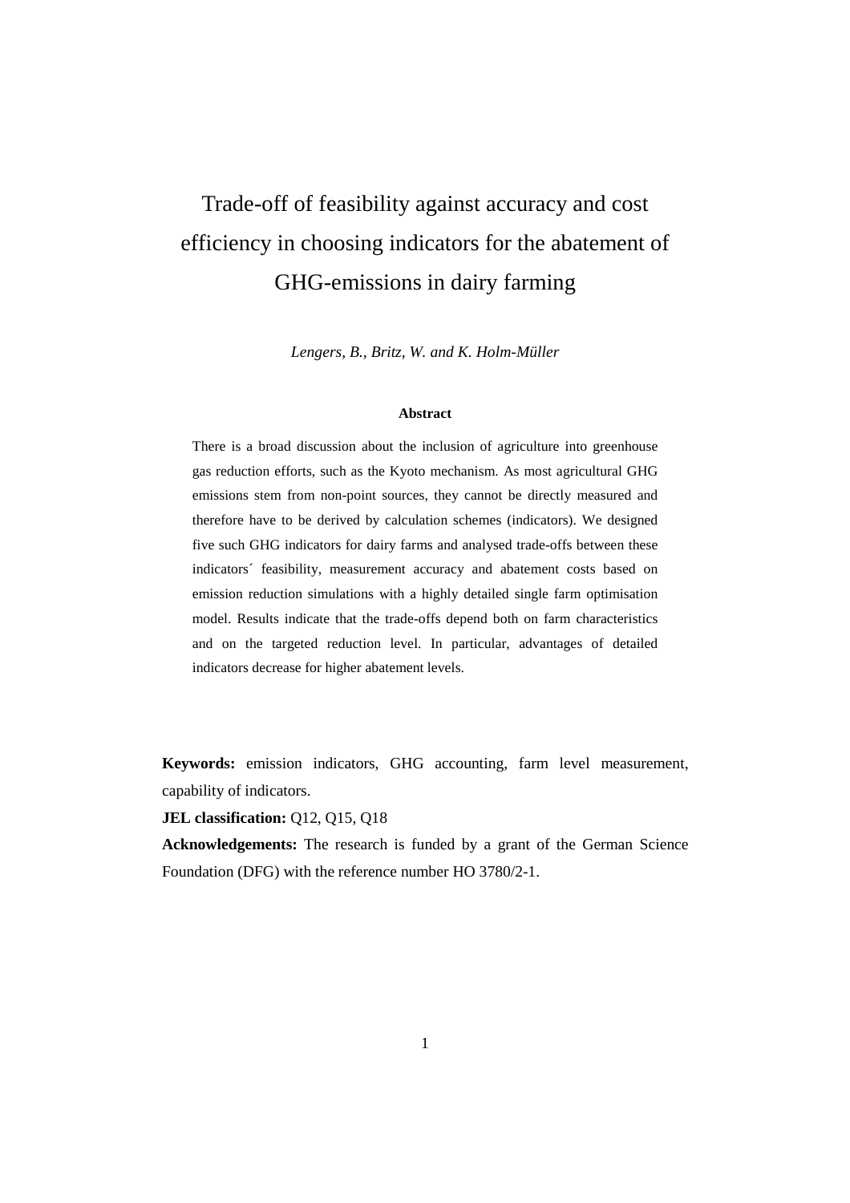# Trade-off of feasibility against accuracy and cost efficiency in choosing indicators for the abatement of GHG-emissions in dairy farming

*Lengers, B., Britz, W. and K. Holm-Müller*

### Abstract

There is a broad discussion about the inclusion of agriculture into greenhouse gas reduction efforts, such as the Kyoto mechanism. As most agricultural GHG emissions stem from non-point sources, they cannot be directly measured and therefore have to be derived by calculation schemes (indicators). We designed five such GHG indicators for dairy farms and analysed trade-offs between these indicators´ feasibility, measurement accuracy and abatement costs based on emission reduction simulations with a highly detailed single farm optimisation model. Results indicate that the trade-offs depend both on farm characteristics and on the targeted reduction level. In particular, advantages of detailed indicators decrease for higher abatement levels.

**Keywords:** emission indicators, GHG accounting, farm level measurement, capability of indicators.

**JEL classification:** Q12, Q15, Q18

**Acknowledgements:** The research is funded by a grant of the German Science Foundation (DFG) with the reference number HO 3780/2-1.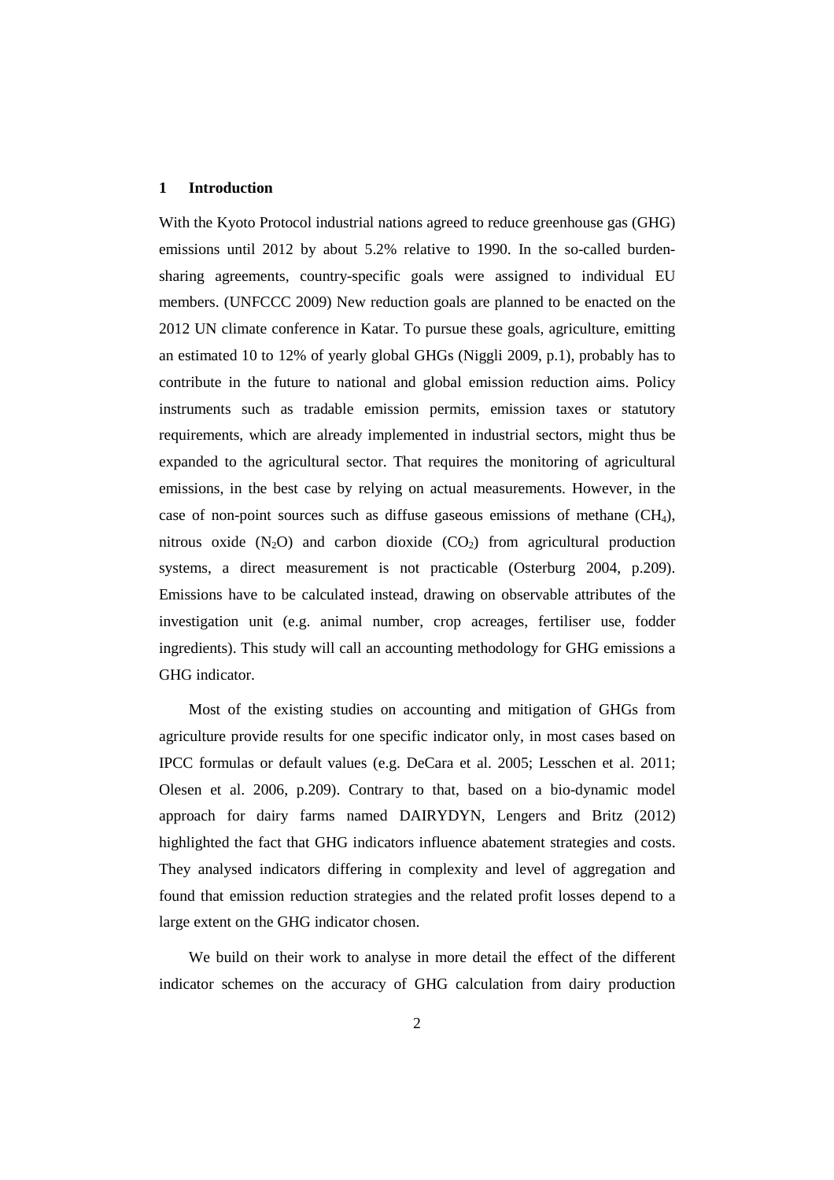## 1 Introduction

With the Kyoto Protocol industrial nations agreed to reduce greenhouse gas (GHG) emissions until 2012 by about 5.2% relative to 1990. In the so-called burden-sharing agreements, country-specific goals were assigned to individual EU members. (UNFCCC 2009) New reduction goals are planned to be enacted on the 2012 UN climate conference in Katar. To pursue these goals, agriculture, emitting an estimated 10 to 12% of yearly global GHGs (Niggli 2009, p.1), probably has to contribute in the future to national and global emission reduction aims. Policy instruments such as tradable emission permits, emission taxes or statutory requirements, which are already implemented in industrial sectors, might thus be expanded to the agricultural sector. That requires the monitoring of agricultural emissions, in the best case by relying on actual measurements. However, in the case of non-point sources such as diffuse gaseous emissions of methane ($CH_4$), nitrous oxide ($N_2O$) and carbon dioxide ($CO_2$) from agricultural production systems, a direct measurement is not practicable (Osterburg 2004, p.209). Emissions have to be calculated instead, drawing on observable attributes of the investigation unit (e.g. animal number, crop acreages, fertiliser use, fodder ingredients). This study will call an accounting methodology for GHG emissions a GHG indicator.

Most of the existing studies on accounting and mitigation of GHGs from agriculture provide results for one specific indicator only, in most cases based on IPCC formulas or default values (e.g. DeCara et al. 2005; Lesschen et al. 2011; Olesen et al. 2006, p.209). Contrary to that, based on a bio-dynamic model approach for dairy farms named DAIRYDYN, Lengers and Britz (2012) highlighted the fact that GHG indicators influence abatement strategies and costs. They analysed indicators differing in complexity and level of aggregation and found that emission reduction strategies and the related profit losses depend to a large extent on the GHG indicator chosen.

We build on their work to analyse in more detail the effect of the different indicator schemes on the accuracy of GHG calculation from dairy production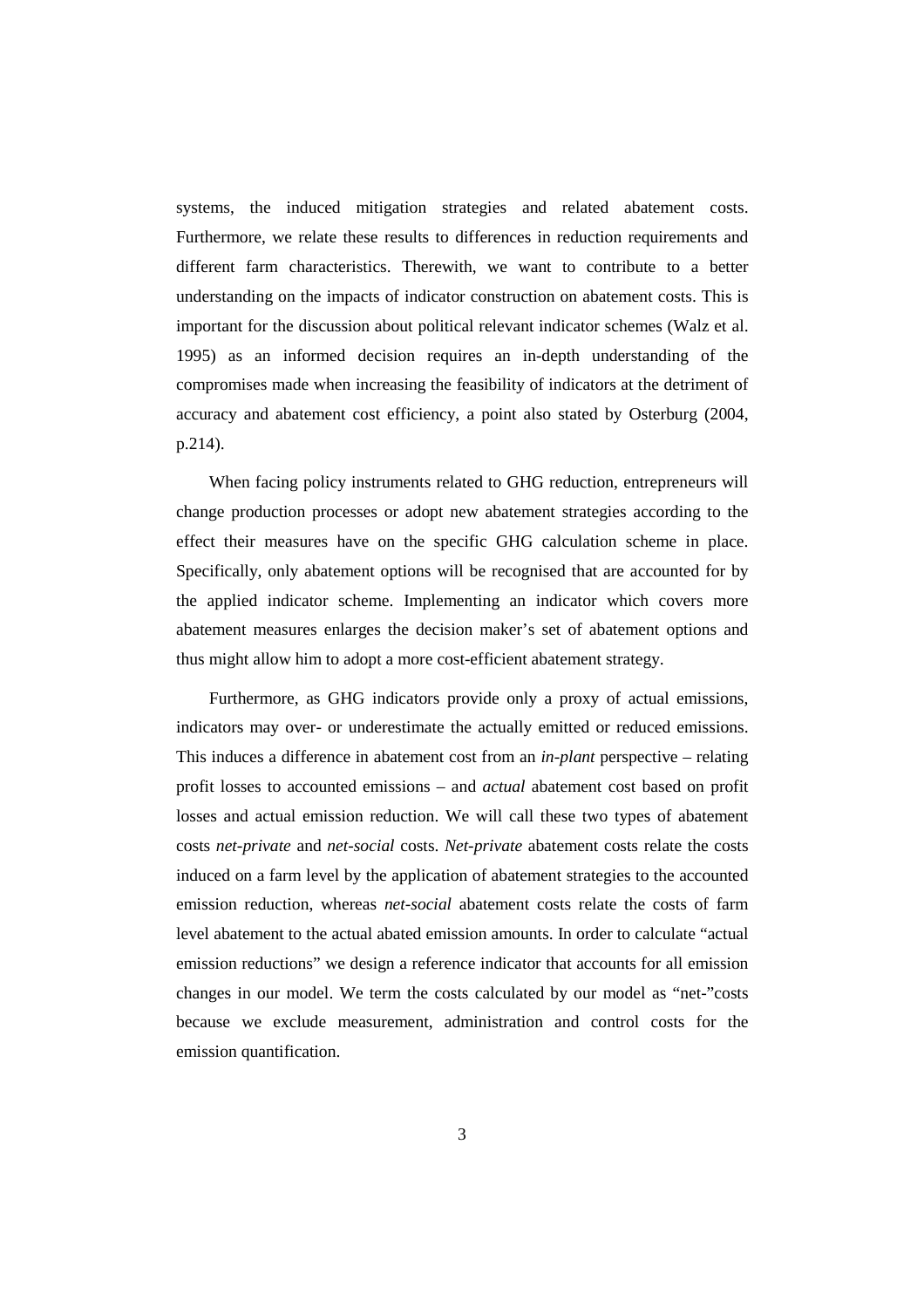systems, the induced mitigation strategies and related abatement costs. Furthermore, we relate these results to differences in reduction requirements and different farm characteristics. Therewith, we want to contribute to a better understanding on the impacts of indicator construction on abatement costs. This is important for the discussion about political relevant indicator schemes (Walz et al. 1995) as an informed decision requires an in-depth understanding of the compromises made when increasing the feasibility of indicators at the detriment of accuracy and abatement cost efficiency, a point also stated by Osterburg (2004, p.214).

When facing policy instruments related to GHG reduction, entrepreneurs will change production processes or adopt new abatement strategies according to the effect their measures have on the specific GHG calculation scheme in place. Specifically, only abatement options will be recognised that are accounted for by the applied indicator scheme. Implementing an indicator which covers more abatement measures enlarges the decision maker's set of abatement options and thus might allow him to adopt a more cost-efficient abatement strategy.

Furthermore, as GHG indicators provide only a proxy of actual emissions, indicators may over- or underestimate the actually emitted or reduced emissions. This induces a difference in abatement cost from an *in-plant* perspective – relating profit losses to accounted emissions – and *actual* abatement cost based on profit losses and actual emission reduction. We will call these two types of abatement costs *net-private* and *net-social* costs. *Net-private* abatement costs relate the costs induced on a farm level by the application of abatement strategies to the accounted emission reduction, whereas *net-social* abatement costs relate the costs of farm level abatement to the actual abated emission amounts. In order to calculate "actual emission reductions" we design a reference indicator that accounts for all emission changes in our model. We term the costs calculated by our model as "net-"costs because we exclude measurement, administration and control costs for the emission quantification.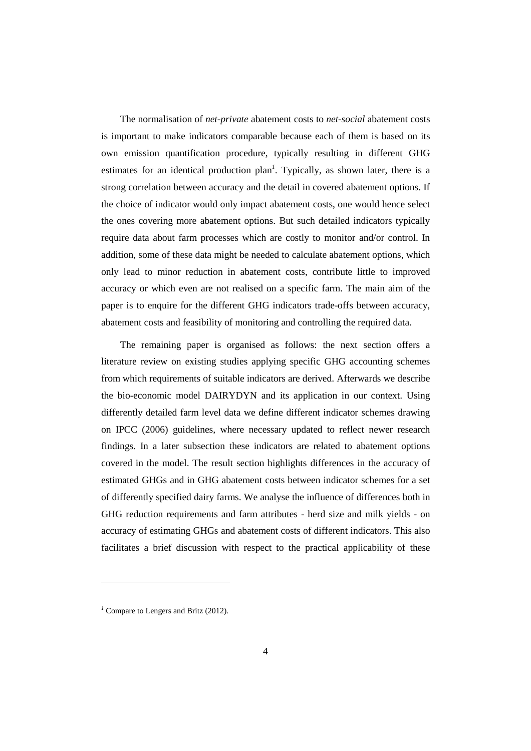The normalisation of *net-private* abatement costs to *net-social* abatement costs is important to make indicators comparable because each of them is based on its own emission quantification procedure, typically resulting in different GHG estimates for an identical production plan[1]. Typically, as shown later, there is a strong correlation between accuracy and the detail in covered abatement options. If the choice of indicator would only impact abatement costs, one would hence select the ones covering more abatement options. But such detailed indicators typically require data about farm processes which are costly to monitor and/or control. In addition, some of these data might be needed to calculate abatement options, which only lead to minor reduction in abatement costs, contribute little to improved accuracy or which even are not realised on a specific farm. The main aim of the paper is to enquire for the different GHG indicators trade-offs between accuracy, abatement costs and feasibility of monitoring and controlling the required data.

The remaining paper is organised as follows: the next section offers a literature review on existing studies applying specific GHG accounting schemes from which requirements of suitable indicators are derived. Afterwards we describe the bio-economic model DAIRYDYN and its application in our context. Using differently detailed farm level data we define different indicator schemes drawing on IPCC (2006) guidelines, where necessary updated to reflect newer research findings. In a later subsection these indicators are related to abatement options covered in the model. The result section highlights differences in the accuracy of estimated GHGs and in GHG abatement costs between indicator schemes for a set of differently specified dairy farms. We analyse the influence of differences both in GHG reduction requirements and farm attributes - herd size and milk yields - on accuracy of estimating GHGs and abatement costs of different indicators. This also facilitates a brief discussion with respect to the practical applicability of these

---

[1] Compare to Lengers and Britz (2012).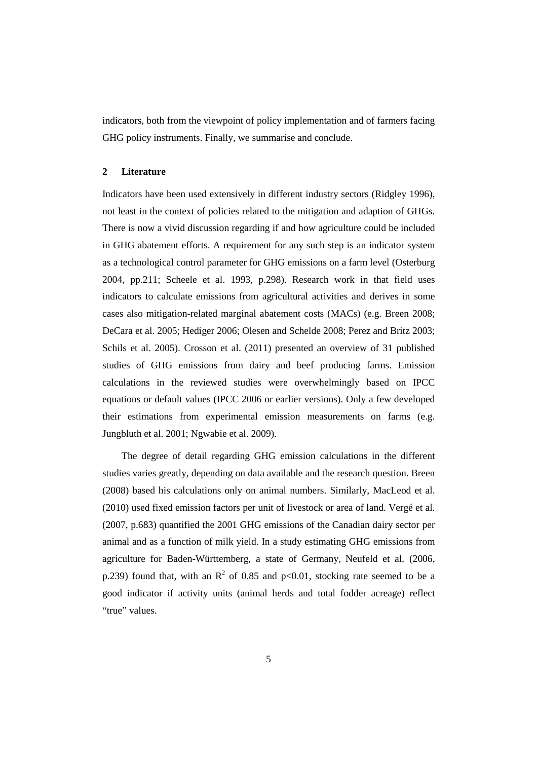indicators, both from the viewpoint of policy implementation and of farmers facing GHG policy instruments. Finally, we summarise and conclude.

## 2 Literature

Indicators have been used extensively in different industry sectors (Ridgley 1996), not least in the context of policies related to the mitigation and adaption of GHGs. There is now a vivid discussion regarding if and how agriculture could be included in GHG abatement efforts. A requirement for any such step is an indicator system as a technological control parameter for GHG emissions on a farm level (Osterburg 2004, pp.211; Scheele et al. 1993, p.298). Research work in that field uses indicators to calculate emissions from agricultural activities and derives in some cases also mitigation-related marginal abatement costs (MACs) (e.g. Breen 2008; DeCara et al. 2005; Hediger 2006; Olesen and Schelde 2008; Perez and Britz 2003; Schils et al. 2005). Crosson et al. (2011) presented an overview of 31 published studies of GHG emissions from dairy and beef producing farms. Emission calculations in the reviewed studies were overwhelmingly based on IPCC equations or default values (IPCC 2006 or earlier versions). Only a few developed their estimations from experimental emission measurements on farms (e.g. Jungbluth et al. 2001; Ngwabie et al. 2009).

The degree of detail regarding GHG emission calculations in the different studies varies greatly, depending on data available and the research question. Breen (2008) based his calculations only on animal numbers. Similarly, MacLeod et al. (2010) used fixed emission factors per unit of livestock or area of land. Vergé et al. (2007, p.683) quantified the 2001 GHG emissions of the Canadian dairy sector per animal and as a function of milk yield. In a study estimating GHG emissions from agriculture for Baden-Württemberg, a state of Germany, Neufeld et al. (2006, p.239) found that, with an $R^2$ of 0.85 and $p<0.01$, stocking rate seemed to be a good indicator if activity units (animal herds and total fodder acreage) reflect "true" values.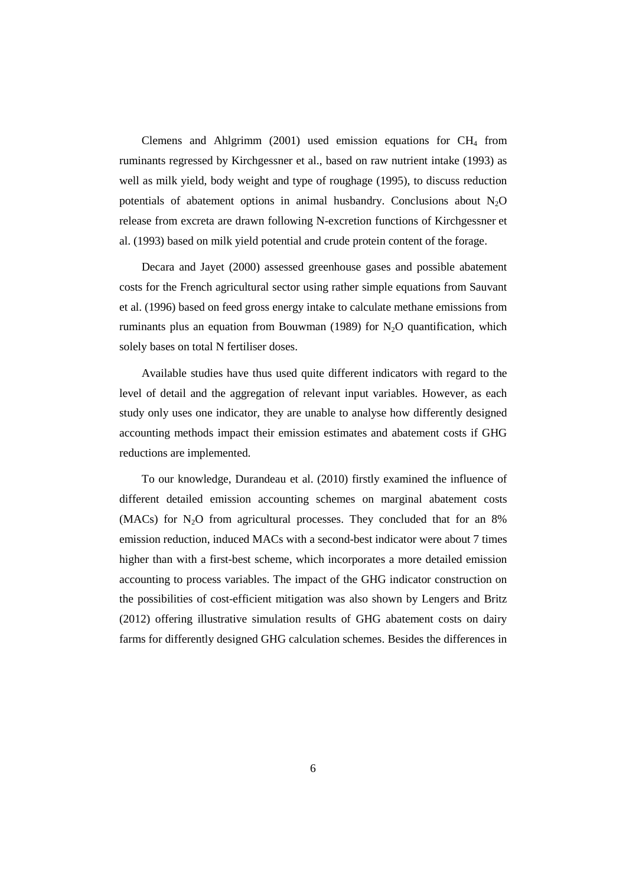Clemens and Ahlgrimm (2001) used emission equations for $CH_4$ from ruminants regressed by Kirchgessner et al., based on raw nutrient intake (1993) as well as milk yield, body weight and type of roughage (1995), to discuss reduction potentials of abatement options in animal husbandry. Conclusions about $N_2O$ release from excreta are drawn following N-excretion functions of Kirchgessner et al. (1993) based on milk yield potential and crude protein content of the forage.

Decara and Jayet (2000) assessed greenhouse gases and possible abatement costs for the French agricultural sector using rather simple equations from Sauvant et al. (1996) based on feed gross energy intake to calculate methane emissions from ruminants plus an equation from Bouwman (1989) for $N_2O$ quantification, which solely bases on total N fertiliser doses.

Available studies have thus used quite different indicators with regard to the level of detail and the aggregation of relevant input variables. However, as each study only uses one indicator, they are unable to analyse how differently designed accounting methods impact their emission estimates and abatement costs if GHG reductions are implemented.

To our knowledge, Durandeau et al. (2010) firstly examined the influence of different detailed emission accounting schemes on marginal abatement costs (MACs) for $N_2O$ from agricultural processes. They concluded that for an 8% emission reduction, induced MACs with a second-best indicator were about 7 times higher than with a first-best scheme, which incorporates a more detailed emission accounting to process variables. The impact of the GHG indicator construction on the possibilities of cost-efficient mitigation was also shown by Lengers and Britz (2012) offering illustrative simulation results of GHG abatement costs on dairy farms for differently designed GHG calculation schemes. Besides the differences in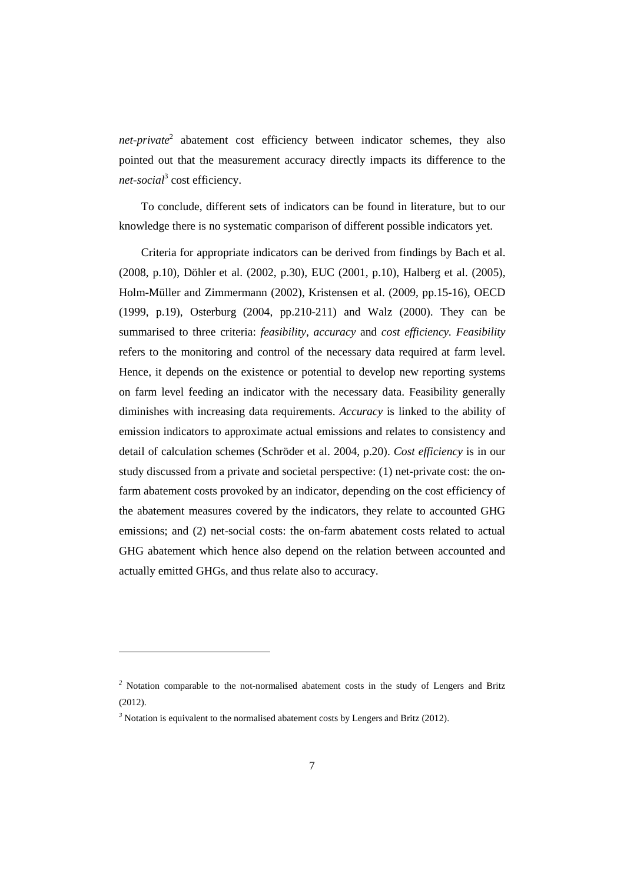*net-private*[2] abatement cost efficiency between indicator schemes, they also pointed out that the measurement accuracy directly impacts its difference to the *net-social*[3] cost efficiency.

To conclude, different sets of indicators can be found in literature, but to our knowledge there is no systematic comparison of different possible indicators yet.

Criteria for appropriate indicators can be derived from findings by Bach et al. (2008, p.10), Döhler et al. (2002, p.30), EUC (2001, p.10), Halberg et al. (2005), Holm-Müller and Zimmermann (2002), Kristensen et al. (2009, pp.15-16), OECD (1999, p.19), Osterburg (2004, pp.210-211) and Walz (2000). They can be summarised to three criteria: *feasibility, accuracy* and *cost efficiency. Feasibility* refers to the monitoring and control of the necessary data required at farm level. Hence, it depends on the existence or potential to develop new reporting systems on farm level feeding an indicator with the necessary data. Feasibility generally diminishes with increasing data requirements. *Accuracy* is linked to the ability of emission indicators to approximate actual emissions and relates to consistency and detail of calculation schemes (Schröder et al. 2004, p.20). *Cost efficiency* is in our study discussed from a private and societal perspective: (1) net-private cost: the on-farm abatement costs provoked by an indicator, depending on the cost efficiency of the abatement measures covered by the indicators, they relate to accounted GHG emissions; and (2) net-social costs: the on-farm abatement costs related to actual GHG abatement which hence also depend on the relation between accounted and actually emitted GHGs, and thus relate also to accuracy.

---

[2] Notation comparable to the not-normalised abatement costs in the study of Lengers and Britz (2012).

[3] Notation is equivalent to the normalised abatement costs by Lengers and Britz (2012).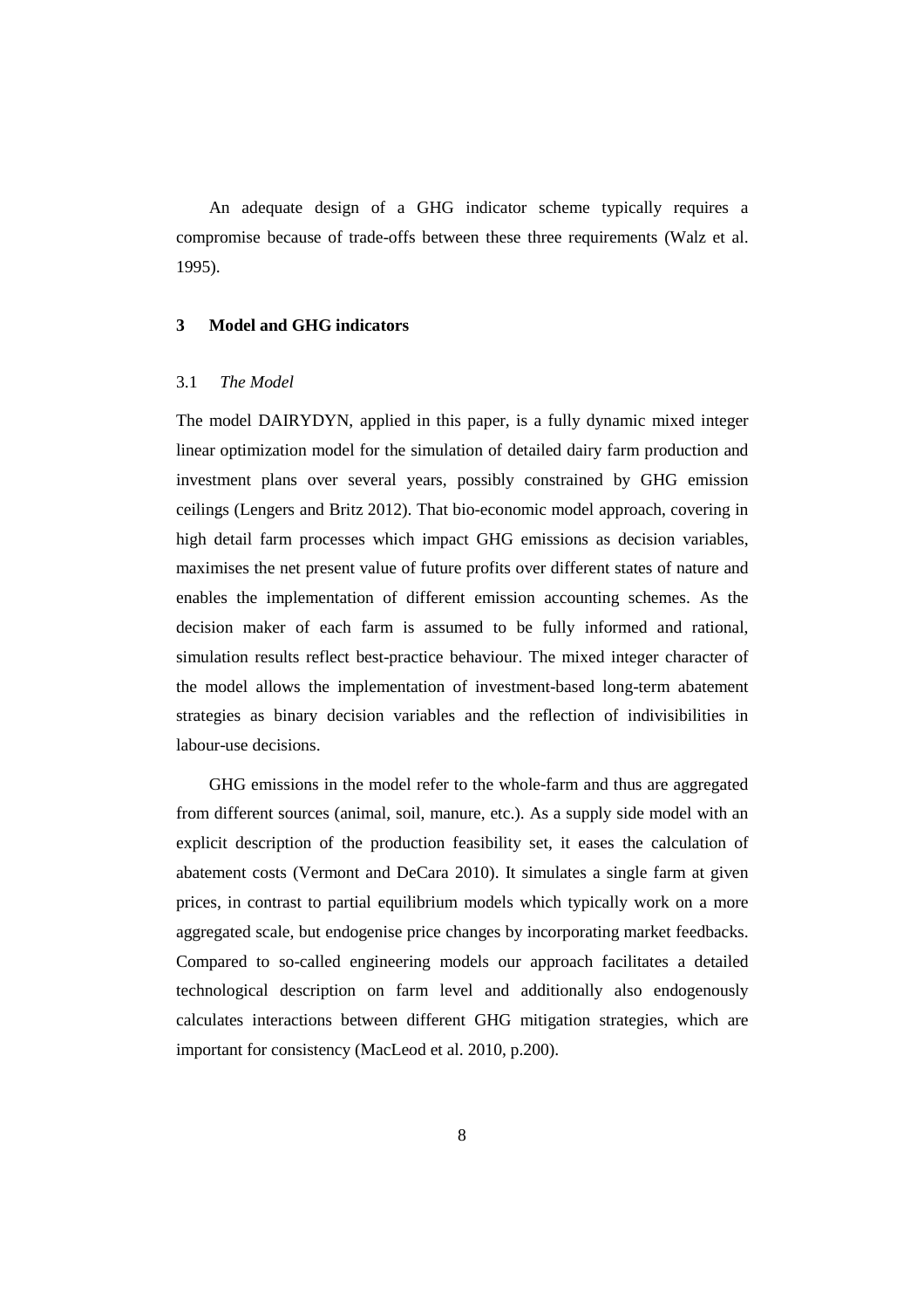An adequate design of a GHG indicator scheme typically requires a compromise because of trade-offs between these three requirements (Walz et al. 1995).

## 3 Model and GHG indicators

### 3.1 *The Model*

The model DAIRYDYN, applied in this paper, is a fully dynamic mixed integer linear optimization model for the simulation of detailed dairy farm production and investment plans over several years, possibly constrained by GHG emission ceilings (Lengers and Britz 2012). That bio-economic model approach, covering in high detail farm processes which impact GHG emissions as decision variables, maximises the net present value of future profits over different states of nature and enables the implementation of different emission accounting schemes. As the decision maker of each farm is assumed to be fully informed and rational, simulation results reflect best-practice behaviour. The mixed integer character of the model allows the implementation of investment-based long-term abatement strategies as binary decision variables and the reflection of indivisibilities in labour-use decisions.

GHG emissions in the model refer to the whole-farm and thus are aggregated from different sources (animal, soil, manure, etc.). As a supply side model with an explicit description of the production feasibility set, it eases the calculation of abatement costs (Vermont and DeCara 2010). It simulates a single farm at given prices, in contrast to partial equilibrium models which typically work on a more aggregated scale, but endogenise price changes by incorporating market feedbacks. Compared to so-called engineering models our approach facilitates a detailed technological description on farm level and additionally also endogenously calculates interactions between different GHG mitigation strategies, which are important for consistency (MacLeod et al. 2010, p.200).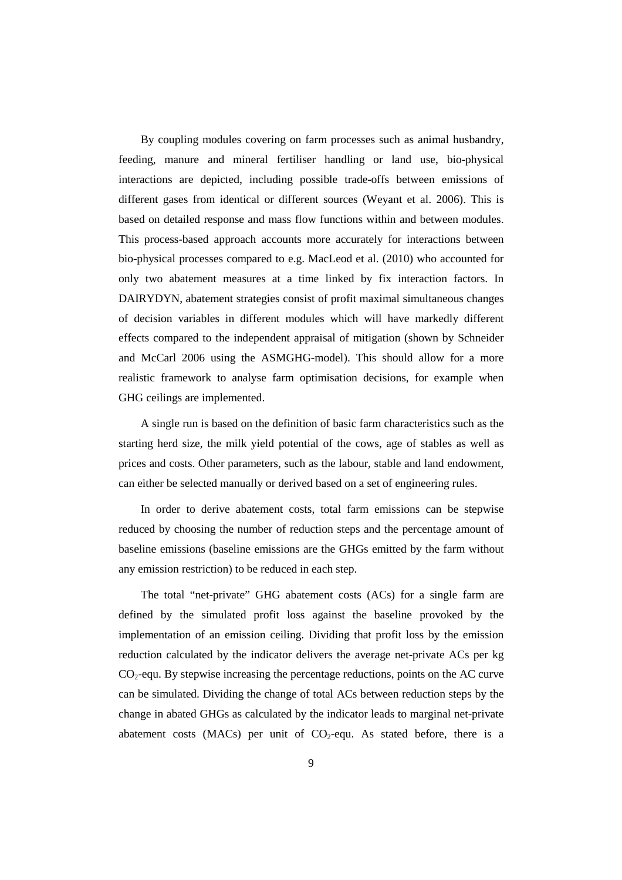By coupling modules covering on farm processes such as animal husbandry, feeding, manure and mineral fertiliser handling or land use, bio-physical interactions are depicted, including possible trade-offs between emissions of different gases from identical or different sources (Weyant et al. 2006). This is based on detailed response and mass flow functions within and between modules. This process-based approach accounts more accurately for interactions between bio-physical processes compared to e.g. MacLeod et al. (2010) who accounted for only two abatement measures at a time linked by fix interaction factors. In DAIRYDYN, abatement strategies consist of profit maximal simultaneous changes of decision variables in different modules which will have markedly different effects compared to the independent appraisal of mitigation (shown by Schneider and McCarl 2006 using the ASMGHG-model). This should allow for a more realistic framework to analyse farm optimisation decisions, for example when GHG ceilings are implemented.

A single run is based on the definition of basic farm characteristics such as the starting herd size, the milk yield potential of the cows, age of stables as well as prices and costs. Other parameters, such as the labour, stable and land endowment, can either be selected manually or derived based on a set of engineering rules.

In order to derive abatement costs, total farm emissions can be stepwise reduced by choosing the number of reduction steps and the percentage amount of baseline emissions (baseline emissions are the GHGs emitted by the farm without any emission restriction) to be reduced in each step.

The total "net-private" GHG abatement costs (ACs) for a single farm are defined by the simulated profit loss against the baseline provoked by the implementation of an emission ceiling. Dividing that profit loss by the emission reduction calculated by the indicator delivers the average net-private ACs per kg $CO_2$-equ. By stepwise increasing the percentage reductions, points on the AC curve can be simulated. Dividing the change of total ACs between reduction steps by the change in abated GHGs as calculated by the indicator leads to marginal net-private abatement costs (MACs) per unit of $CO_2$-equ. As stated before, there is a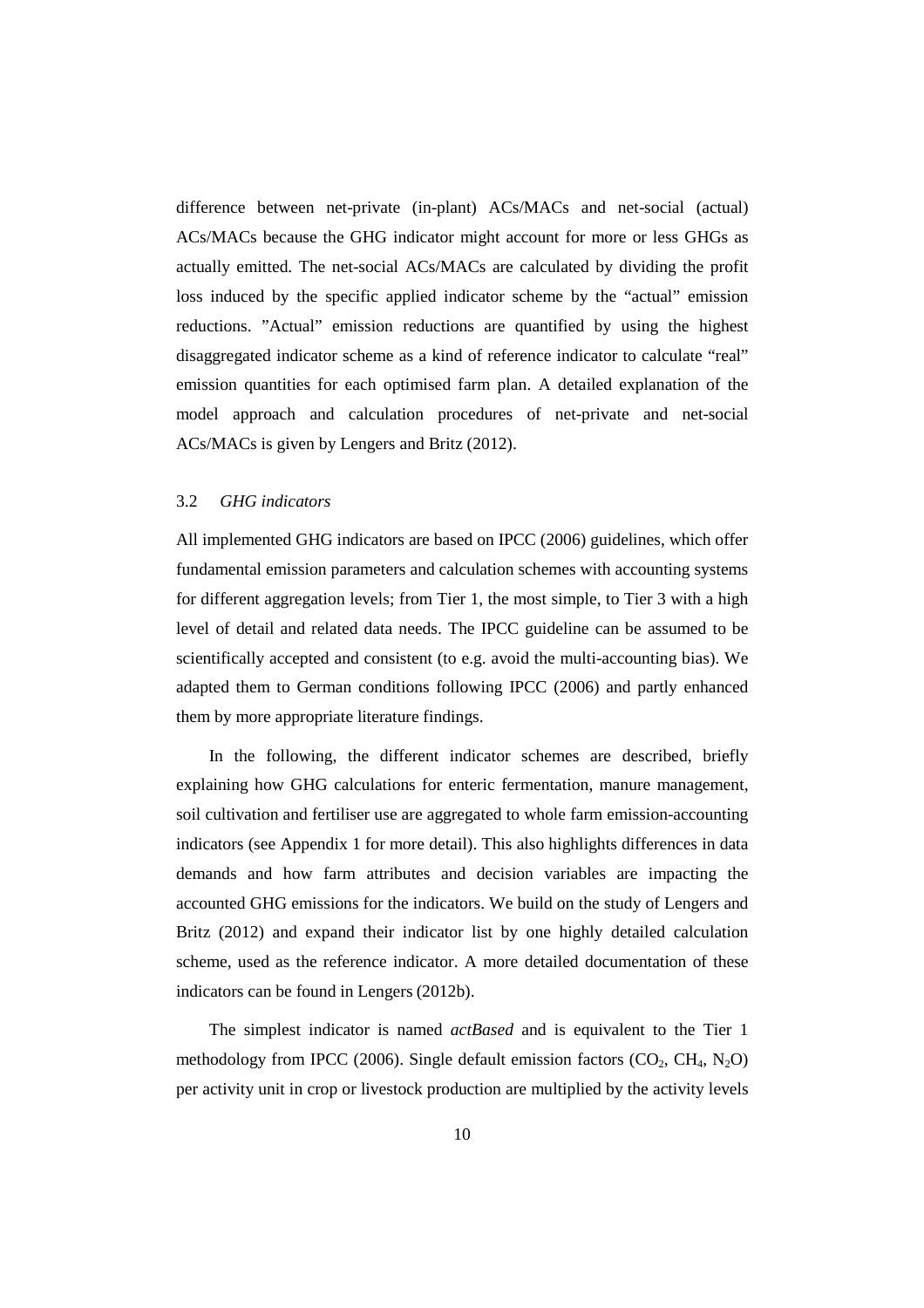difference between net-private (in-plant) ACs/MACs and net-social (actual) ACs/MACs because the GHG indicator might account for more or less GHGs as actually emitted. The net-social ACs/MACs are calculated by dividing the profit loss induced by the specific applied indicator scheme by the "actual" emission reductions. "Actual" emission reductions are quantified by using the highest disaggregated indicator scheme as a kind of reference indicator to calculate "real" emission quantities for each optimised farm plan. A detailed explanation of the model approach and calculation procedures of net-private and net-social ACs/MACs is given by Lengers and Britz (2012).

### 3.2 *GHG indicators*

All implemented GHG indicators are based on IPCC (2006) guidelines, which offer fundamental emission parameters and calculation schemes with accounting systems for different aggregation levels; from Tier 1, the most simple, to Tier 3 with a high level of detail and related data needs. The IPCC guideline can be assumed to be scientifically accepted and consistent (to e.g. avoid the multi-accounting bias). We adapted them to German conditions following IPCC (2006) and partly enhanced them by more appropriate literature findings.

In the following, the different indicator schemes are described, briefly explaining how GHG calculations for enteric fermentation, manure management, soil cultivation and fertiliser use are aggregated to whole farm emission-accounting indicators (see Appendix 1 for more detail). This also highlights differences in data demands and how farm attributes and decision variables are impacting the accounted GHG emissions for the indicators. We build on the study of Lengers and Britz (2012) and expand their indicator list by one highly detailed calculation scheme, used as the reference indicator. A more detailed documentation of these indicators can be found in Lengers (2012b).

The simplest indicator is named *actBased* and is equivalent to the Tier 1 methodology from IPCC (2006). Single default emission factors ($CO_2$, $CH_4$, $N_2O$) per activity unit in crop or livestock production are multiplied by the activity levels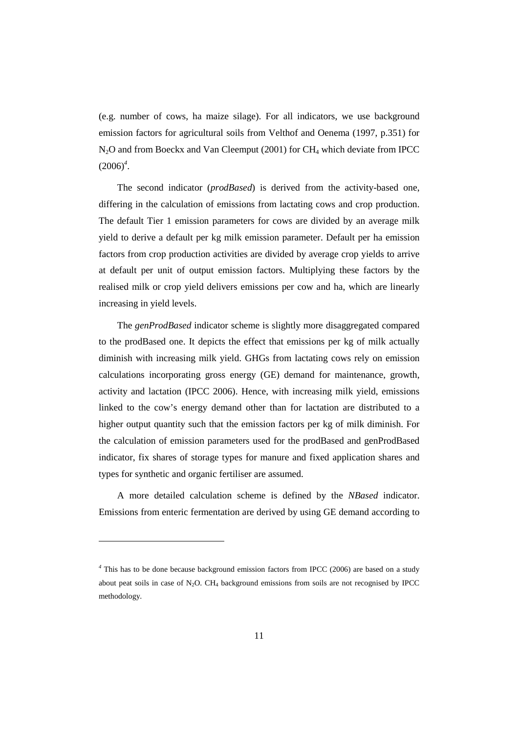(e.g. number of cows, ha maize silage). For all indicators, we use background emission factors for agricultural soils from Velthof and Oenema (1997, p.351) for $N_2O$ and from Boeckx and Van Cleemput (2001) for $CH_4$ which deviate from IPCC (2006)[4].

The second indicator (*prodBased*) is derived from the activity-based one, differing in the calculation of emissions from lactating cows and crop production. The default Tier 1 emission parameters for cows are divided by an average milk yield to derive a default per kg milk emission parameter. Default per ha emission factors from crop production activities are divided by average crop yields to arrive at default per unit of output emission factors. Multiplying these factors by the realised milk or crop yield delivers emissions per cow and ha, which are linearly increasing in yield levels.

The *genProdBased* indicator scheme is slightly more disaggregated compared to the prodBased one. It depicts the effect that emissions per kg of milk actually diminish with increasing milk yield. GHGs from lactating cows rely on emission calculations incorporating gross energy (GE) demand for maintenance, growth, activity and lactation (IPCC 2006). Hence, with increasing milk yield, emissions linked to the cow's energy demand other than for lactation are distributed to a higher output quantity such that the emission factors per kg of milk diminish. For the calculation of emission parameters used for the prodBased and genProdBased indicator, fix shares of storage types for manure and fixed application shares and types for synthetic and organic fertiliser are assumed.

A more detailed calculation scheme is defined by the *NBased* indicator. Emissions from enteric fermentation are derived by using GE demand according to

---

[4] This has to be done because background emission factors from IPCC (2006) are based on a study about peat soils in case of $N_2O$. $CH_4$ background emissions from soils are not recognised by IPCC methodology.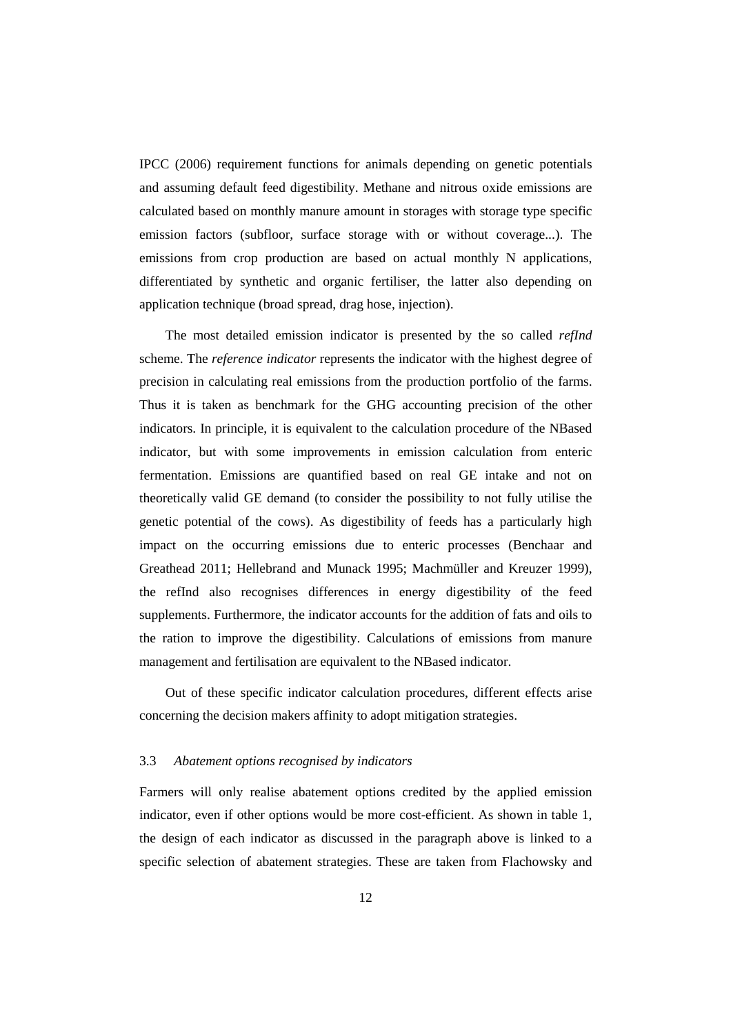IPCC (2006) requirement functions for animals depending on genetic potentials and assuming default feed digestibility. Methane and nitrous oxide emissions are calculated based on monthly manure amount in storages with storage type specific emission factors (subfloor, surface storage with or without coverage...). The emissions from crop production are based on actual monthly N applications, differentiated by synthetic and organic fertiliser, the latter also depending on application technique (broad spread, drag hose, injection).

The most detailed emission indicator is presented by the so called *refInd* scheme. The *reference indicator* represents the indicator with the highest degree of precision in calculating real emissions from the production portfolio of the farms. Thus it is taken as benchmark for the GHG accounting precision of the other indicators. In principle, it is equivalent to the calculation procedure of the NBased indicator, but with some improvements in emission calculation from enteric fermentation. Emissions are quantified based on real GE intake and not on theoretically valid GE demand (to consider the possibility to not fully utilise the genetic potential of the cows). As digestibility of feeds has a particularly high impact on the occurring emissions due to enteric processes (Benchaar and Greathead 2011; Hellebrand and Munack 1995; Machmüller and Kreuzer 1999), the refInd also recognises differences in energy digestibility of the feed supplements. Furthermore, the indicator accounts for the addition of fats and oils to the ration to improve the digestibility. Calculations of emissions from manure management and fertilisation are equivalent to the NBased indicator.

Out of these specific indicator calculation procedures, different effects arise concerning the decision makers affinity to adopt mitigation strategies.

### 3.3 *Abatement options recognised by indicators*

Farmers will only realise abatement options credited by the applied emission indicator, even if other options would be more cost-efficient. As shown in table 1, the design of each indicator as discussed in the paragraph above is linked to a specific selection of abatement strategies. These are taken from Flachowsky and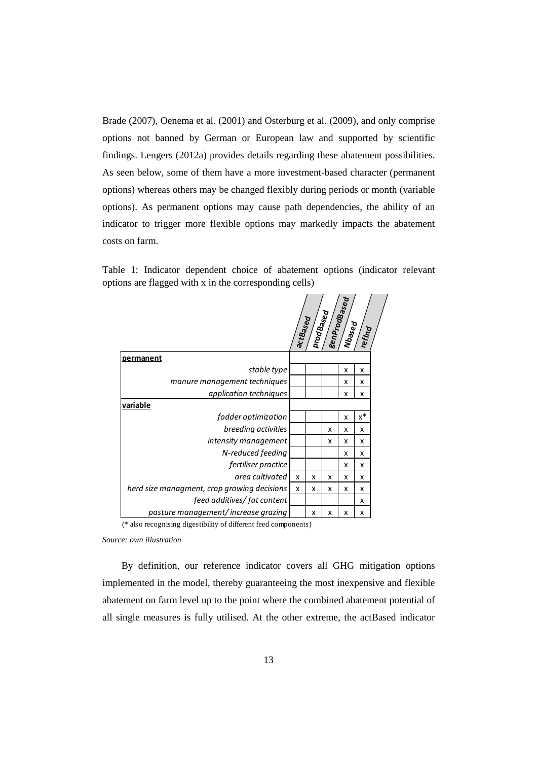Brade (2007), Oenema et al. (2001) and Osterburg et al. (2009), and only comprise options not banned by German or European law and supported by scientific findings. Lengers (2012a) provides details regarding these abatement possibilities. As seen below, some of them have a more investment-based character (permanent options) whereas others may be changed flexibly during periods or month (variable options). As permanent options may cause path dependencies, the ability of an indicator to trigger more flexible options may markedly impacts the abatement costs on farm.

Table 1: Indicator dependent choice of abatement options (indicator relevant options are flagged with x in the corresponding cells)

| | *actBased* | *prodBased* | *genProdBased* | *Nbased* | *refInd* |
|---|---|---|---|---|---|
| **permanent** | | | | | |
| *stable type* | | | | x | x |
| *manure management techniques* | | | | x | x |
| *application techniques* | | | | x | x |
| **variable** | | | | | |
| *fodder optimization* | | | | x | x* |
| *breeding activities* | | | x | x | x |
| *intensity management* | | | x | x | x |
| *N-reduced feeding* | | | | x | x |
| *fertiliser practice* | | | | x | x |
| *area cultivated* | x | x | x | x | x |
| *herd size managment, crop growing decisions* | x | x | x | x | x |
| *feed additives/ fat content* | | | | | x |
| *pasture management/ increase grazing* | | x | x | x | x |

(* also recognising digestibility of different feed components)

*Source: own illustration*

By definition, our reference indicator covers all GHG mitigation options implemented in the model, thereby guaranteeing the most inexpensive and flexible abatement on farm level up to the point where the combined abatement potential of all single measures is fully utilised. At the other extreme, the actBased indicator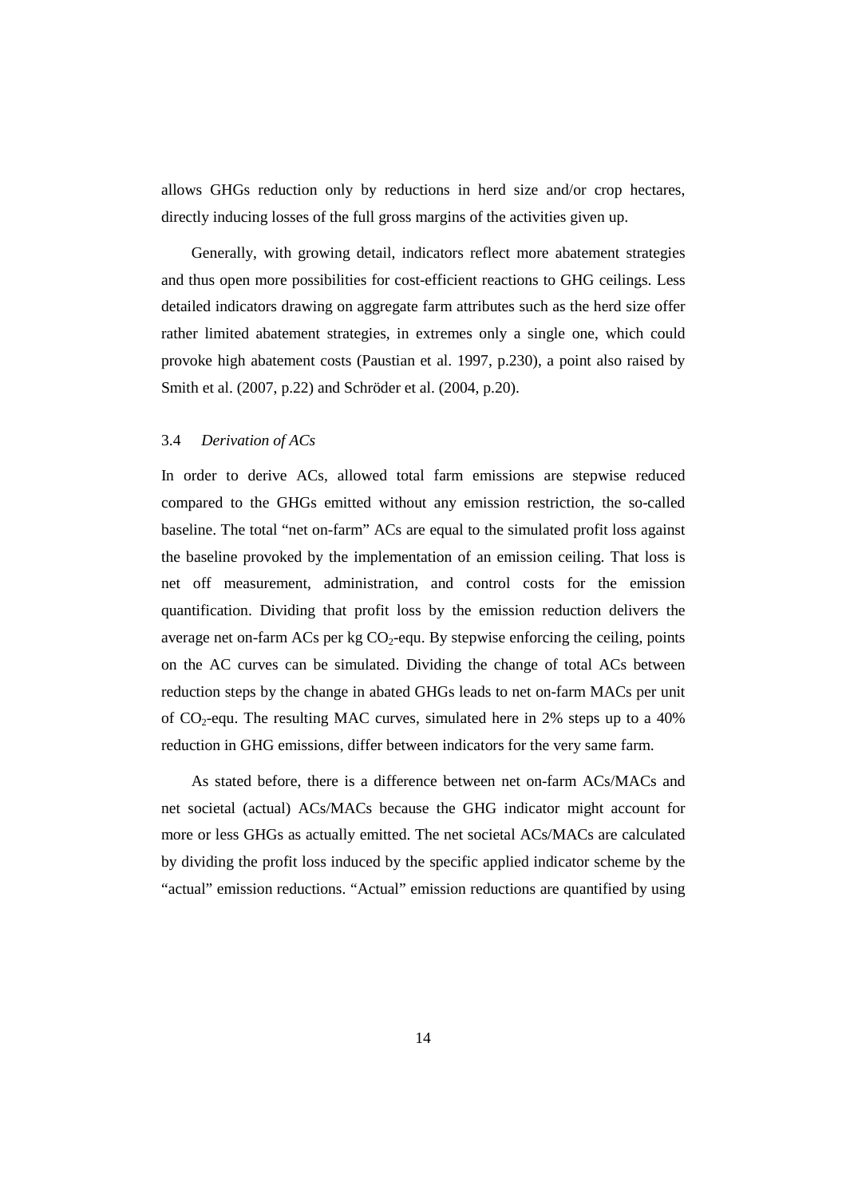allows GHGs reduction only by reductions in herd size and/or crop hectares, directly inducing losses of the full gross margins of the activities given up.

Generally, with growing detail, indicators reflect more abatement strategies and thus open more possibilities for cost-efficient reactions to GHG ceilings. Less detailed indicators drawing on aggregate farm attributes such as the herd size offer rather limited abatement strategies, in extremes only a single one, which could provoke high abatement costs (Paustian et al. 1997, p.230), a point also raised by Smith et al. (2007, p.22) and Schröder et al. (2004, p.20).

### 3.4 *Derivation of ACs*

In order to derive ACs, allowed total farm emissions are stepwise reduced compared to the GHGs emitted without any emission restriction, the so-called baseline. The total "net on-farm" ACs are equal to the simulated profit loss against the baseline provoked by the implementation of an emission ceiling. That loss is net off measurement, administration, and control costs for the emission quantification. Dividing that profit loss by the emission reduction delivers the average net on-farm ACs per kg $CO_2$-equ. By stepwise enforcing the ceiling, points on the AC curves can be simulated. Dividing the change of total ACs between reduction steps by the change in abated GHGs leads to net on-farm MACs per unit of $CO_2$-equ. The resulting MAC curves, simulated here in 2% steps up to a 40% reduction in GHG emissions, differ between indicators for the very same farm.

As stated before, there is a difference between net on-farm ACs/MACs and net societal (actual) ACs/MACs because the GHG indicator might account for more or less GHGs as actually emitted. The net societal ACs/MACs are calculated by dividing the profit loss induced by the specific applied indicator scheme by the "actual" emission reductions. "Actual" emission reductions are quantified by using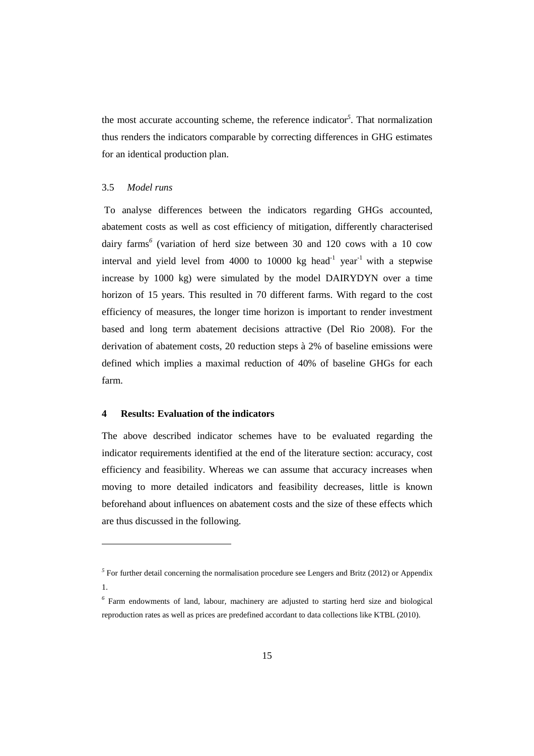the most accurate accounting scheme, the reference indicator[5]. That normalization thus renders the indicators comparable by correcting differences in GHG estimates for an identical production plan.

### 3.5 *Model runs*

To analyse differences between the indicators regarding GHGs accounted, abatement costs as well as cost efficiency of mitigation, differently characterised dairy farms[6] (variation of herd size between 30 and 120 cows with a 10 cow interval and yield level from 4000 to 10000 kg head$^{-1}$ year$^{-1}$ with a stepwise increase by 1000 kg) were simulated by the model DAIRYDYN over a time horizon of 15 years. This resulted in 70 different farms. With regard to the cost efficiency of measures, the longer time horizon is important to render investment based and long term abatement decisions attractive (Del Rio 2008). For the derivation of abatement costs, 20 reduction steps à 2% of baseline emissions were defined which implies a maximal reduction of 40% of baseline GHGs for each farm.

## 4 Results: Evaluation of the indicators

The above described indicator schemes have to be evaluated regarding the indicator requirements identified at the end of the literature section: accuracy, cost efficiency and feasibility. Whereas we can assume that accuracy increases when moving to more detailed indicators and feasibility decreases, little is known beforehand about influences on abatement costs and the size of these effects which are thus discussed in the following.

---

[5] For further detail concerning the normalisation procedure see Lengers and Britz (2012) or Appendix 1.

[6] Farm endowments of land, labour, machinery are adjusted to starting herd size and biological reproduction rates as well as prices are predefined accordant to data collections like KTBL (2010).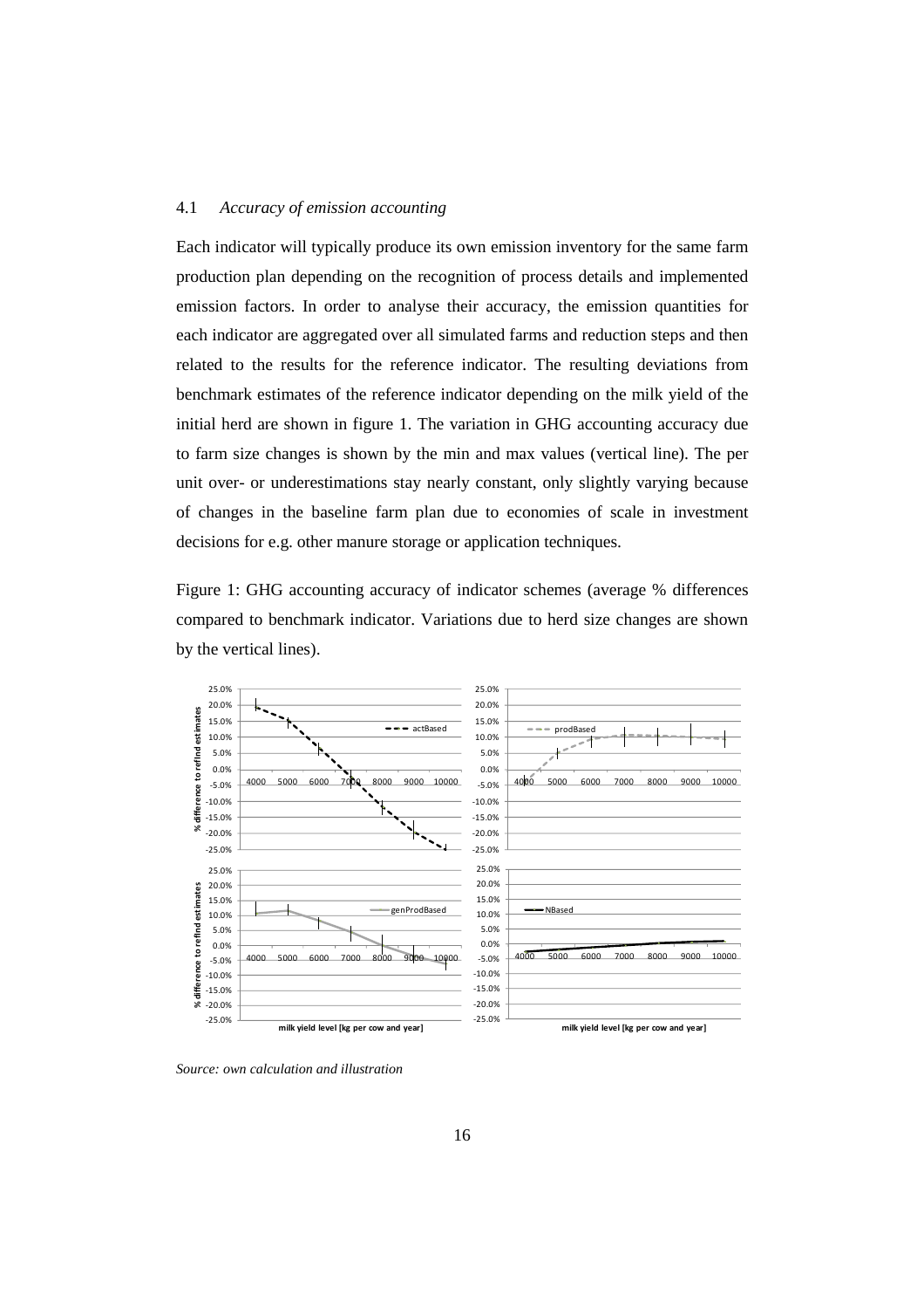### 4.1 *Accuracy of emission accounting*

Each indicator will typically produce its own emission inventory for the same farm production plan depending on the recognition of process details and implemented emission factors. In order to analyse their accuracy, the emission quantities for each indicator are aggregated over all simulated farms and reduction steps and then related to the results for the reference indicator. The resulting deviations from benchmark estimates of the reference indicator depending on the milk yield of the initial herd are shown in figure 1. The variation in GHG accounting accuracy due to farm size changes is shown by the min and max values (vertical line). The per unit over- or underestimations stay nearly constant, only slightly varying because of changes in the baseline farm plan due to economies of scale in investment decisions for e.g. other manure storage or application techniques.

Figure 1: GHG accounting accuracy of indicator schemes (average % differences compared to benchmark indicator. Variations due to herd size changes are shown by the vertical lines).

*Source: own calculation and illustration*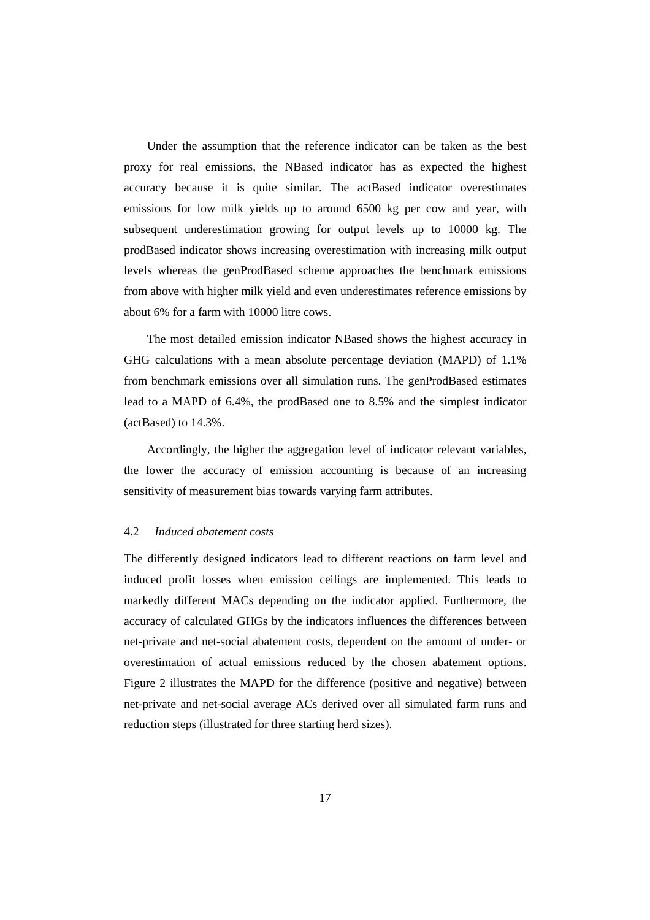Under the assumption that the reference indicator can be taken as the best proxy for real emissions, the NBased indicator has as expected the highest accuracy because it is quite similar. The actBased indicator overestimates emissions for low milk yields up to around 6500 kg per cow and year, with subsequent underestimation growing for output levels up to 10000 kg. The prodBased indicator shows increasing overestimation with increasing milk output levels whereas the genProdBased scheme approaches the benchmark emissions from above with higher milk yield and even underestimates reference emissions by about 6% for a farm with 10000 litre cows.

The most detailed emission indicator NBased shows the highest accuracy in GHG calculations with a mean absolute percentage deviation (MAPD) of 1.1% from benchmark emissions over all simulation runs. The genProdBased estimates lead to a MAPD of 6.4%, the prodBased one to 8.5% and the simplest indicator (actBased) to 14.3%.

Accordingly, the higher the aggregation level of indicator relevant variables, the lower the accuracy of emission accounting is because of an increasing sensitivity of measurement bias towards varying farm attributes.

### 4.2 *Induced abatement costs*

The differently designed indicators lead to different reactions on farm level and induced profit losses when emission ceilings are implemented. This leads to markedly different MACs depending on the indicator applied. Furthermore, the accuracy of calculated GHGs by the indicators influences the differences between net-private and net-social abatement costs, dependent on the amount of under- or overestimation of actual emissions reduced by the chosen abatement options. Figure 2 illustrates the MAPD for the difference (positive and negative) between net-private and net-social average ACs derived over all simulated farm runs and reduction steps (illustrated for three starting herd sizes).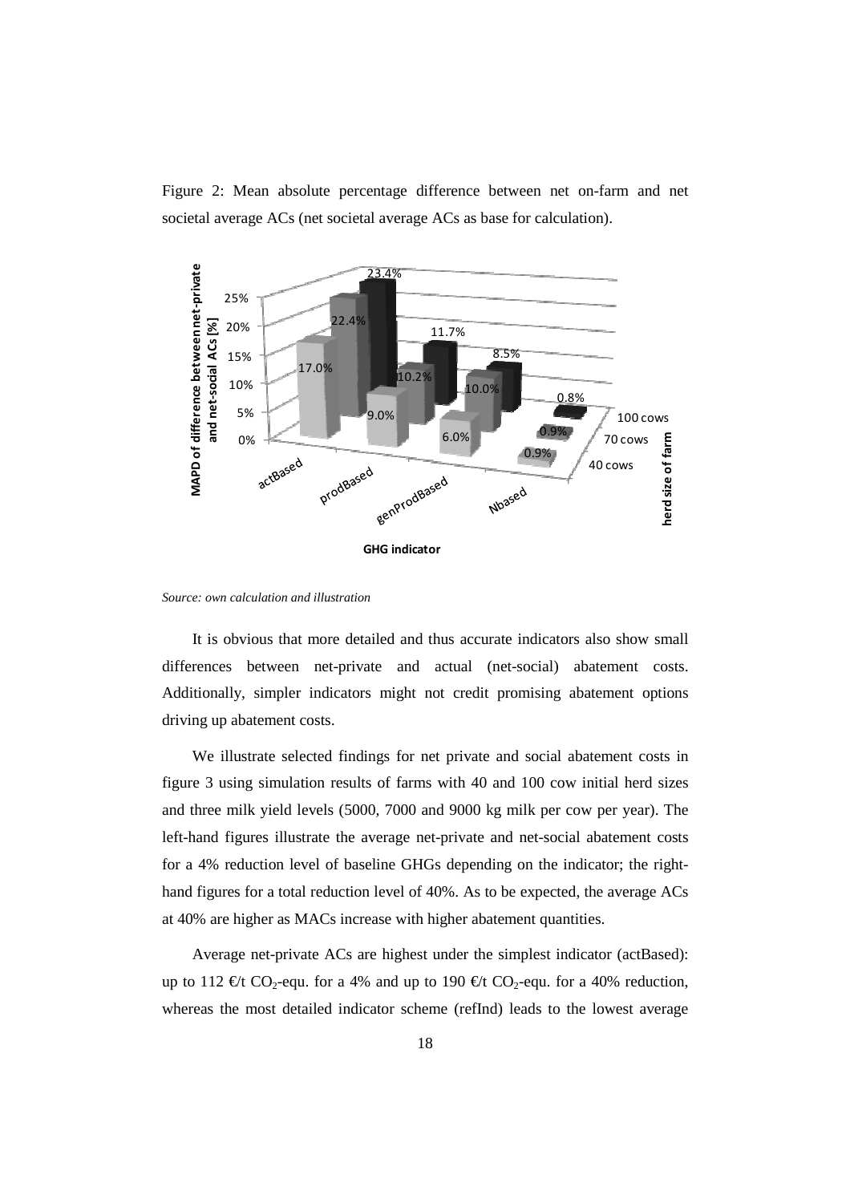Figure 2: Mean absolute percentage difference between net on-farm and net societal average ACs (net societal average ACs as base for calculation).

*Source: own calculation and illustration*

It is obvious that more detailed and thus accurate indicators also show small differences between net-private and actual (net-social) abatement costs. Additionally, simpler indicators might not credit promising abatement options driving up abatement costs.

We illustrate selected findings for net private and social abatement costs in figure 3 using simulation results of farms with 40 and 100 cow initial herd sizes and three milk yield levels (5000, 7000 and 9000 kg milk per cow per year). The left-hand figures illustrate the average net-private and net-social abatement costs for a 4% reduction level of baseline GHGs depending on the indicator; the right-hand figures for a total reduction level of 40%. As to be expected, the average ACs at 40% are higher as MACs increase with higher abatement quantities.

Average net-private ACs are highest under the simplest indicator (actBased): up to 112 €/t $CO_2$-equ. for a 4% and up to 190 €/t $CO_2$-equ. for a 40% reduction, whereas the most detailed indicator scheme (refInd) leads to the lowest average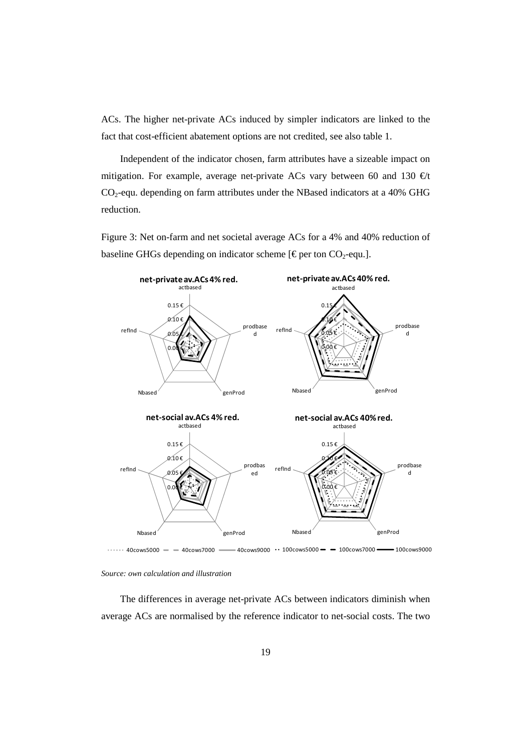ACs. The higher net-private ACs induced by simpler indicators are linked to the fact that cost-efficient abatement options are not credited, see also table 1.

Independent of the indicator chosen, farm attributes have a sizeable impact on mitigation. For example, average net-private ACs vary between 60 and 130 €/t $CO_2$-equ. depending on farm attributes under the NBased indicators at a 40% GHG reduction.

Figure 3: Net on-farm and net societal average ACs for a 4% and 40% reduction of baseline GHGs depending on indicator scheme [€ per ton $CO_2$-equ.].

*Source: own calculation and illustration*

The differences in average net-private ACs between indicators diminish when average ACs are normalised by the reference indicator to net-social costs. The two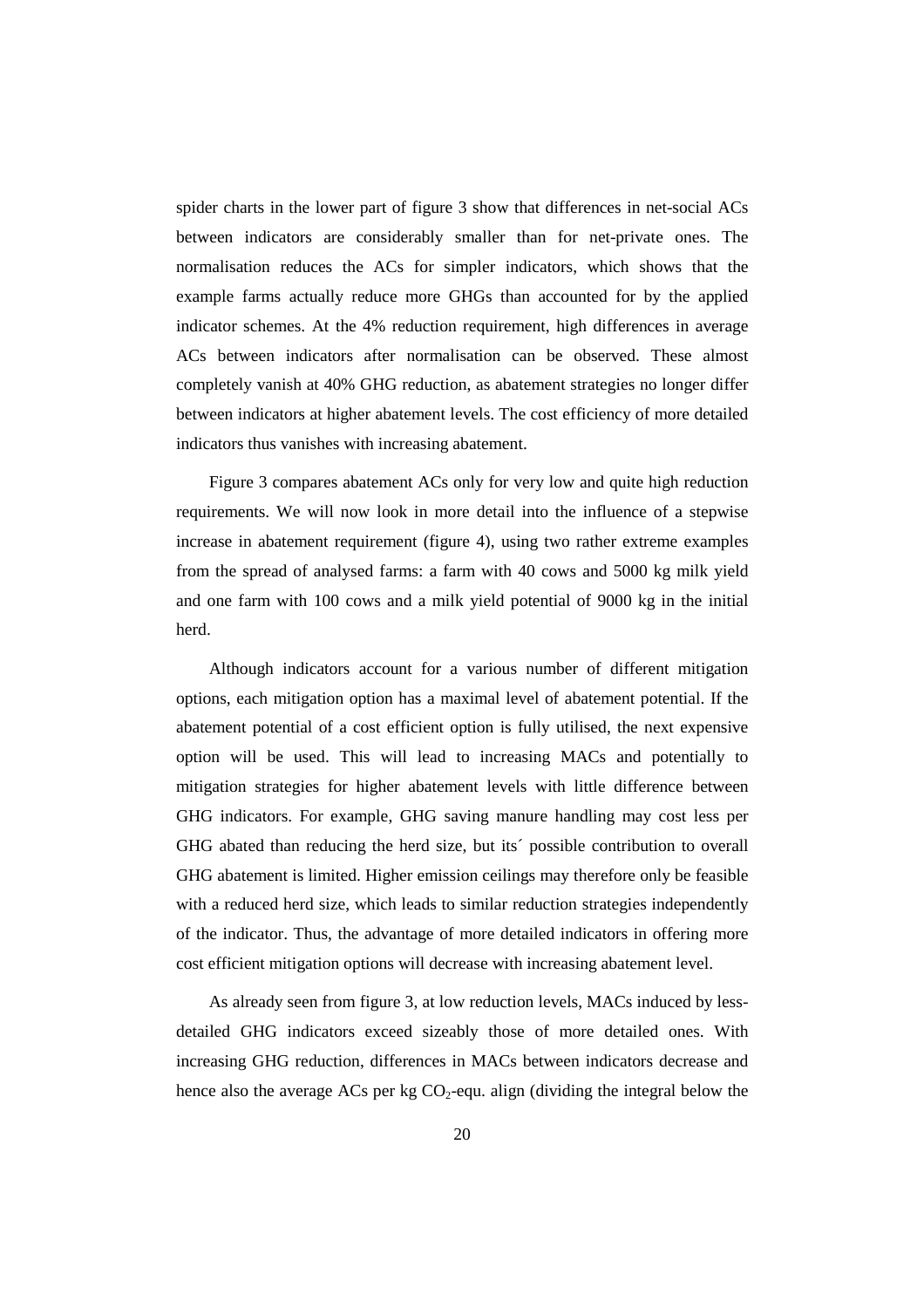spider charts in the lower part of figure 3 show that differences in net-social ACs between indicators are considerably smaller than for net-private ones. The normalisation reduces the ACs for simpler indicators, which shows that the example farms actually reduce more GHGs than accounted for by the applied indicator schemes. At the 4% reduction requirement, high differences in average ACs between indicators after normalisation can be observed. These almost completely vanish at 40% GHG reduction, as abatement strategies no longer differ between indicators at higher abatement levels. The cost efficiency of more detailed indicators thus vanishes with increasing abatement.

Figure 3 compares abatement ACs only for very low and quite high reduction requirements. We will now look in more detail into the influence of a stepwise increase in abatement requirement (figure 4), using two rather extreme examples from the spread of analysed farms: a farm with 40 cows and 5000 kg milk yield and one farm with 100 cows and a milk yield potential of 9000 kg in the initial herd.

Although indicators account for a various number of different mitigation options, each mitigation option has a maximal level of abatement potential. If the abatement potential of a cost efficient option is fully utilised, the next expensive option will be used. This will lead to increasing MACs and potentially to mitigation strategies for higher abatement levels with little difference between GHG indicators. For example, GHG saving manure handling may cost less per GHG abated than reducing the herd size, but its´ possible contribution to overall GHG abatement is limited. Higher emission ceilings may therefore only be feasible with a reduced herd size, which leads to similar reduction strategies independently of the indicator. Thus, the advantage of more detailed indicators in offering more cost efficient mitigation options will decrease with increasing abatement level.

As already seen from figure 3, at low reduction levels, MACs induced by less-detailed GHG indicators exceed sizeably those of more detailed ones. With increasing GHG reduction, differences in MACs between indicators decrease and hence also the average ACs per kg $CO_2$-equ. align (dividing the integral below the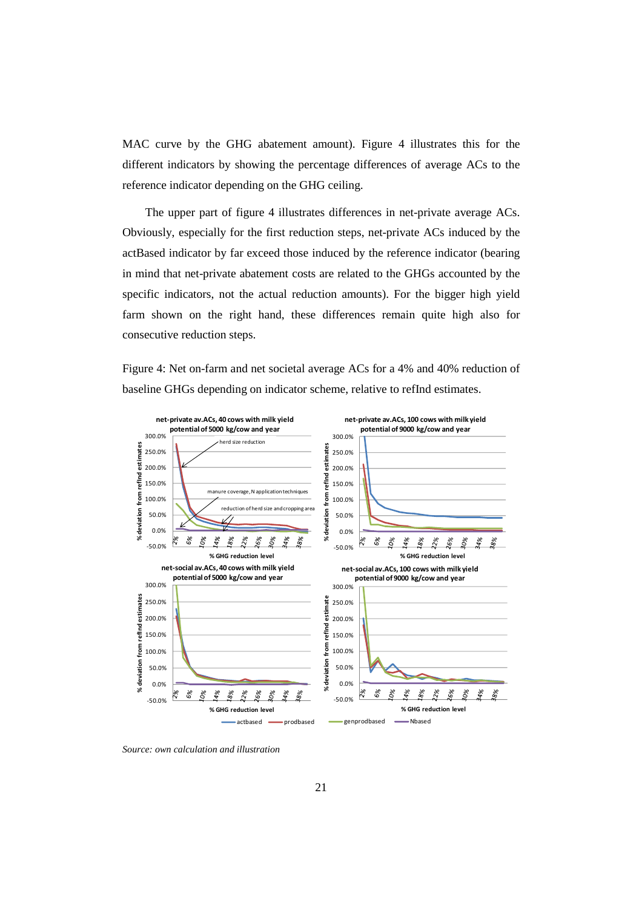MAC curve by the GHG abatement amount). Figure 4 illustrates this for the different indicators by showing the percentage differences of average ACs to the reference indicator depending on the GHG ceiling.

The upper part of figure 4 illustrates differences in net-private average ACs. Obviously, especially for the first reduction steps, net-private ACs induced by the actBased indicator by far exceed those induced by the reference indicator (bearing in mind that net-private abatement costs are related to the GHGs accounted by the specific indicators, not the actual reduction amounts). For the bigger high yield farm shown on the right hand, these differences remain quite high also for consecutive reduction steps.

Figure 4: Net on-farm and net societal average ACs for a 4% and 40% reduction of baseline GHGs depending on indicator scheme, relative to refInd estimates.

*Source: own calculation and illustration*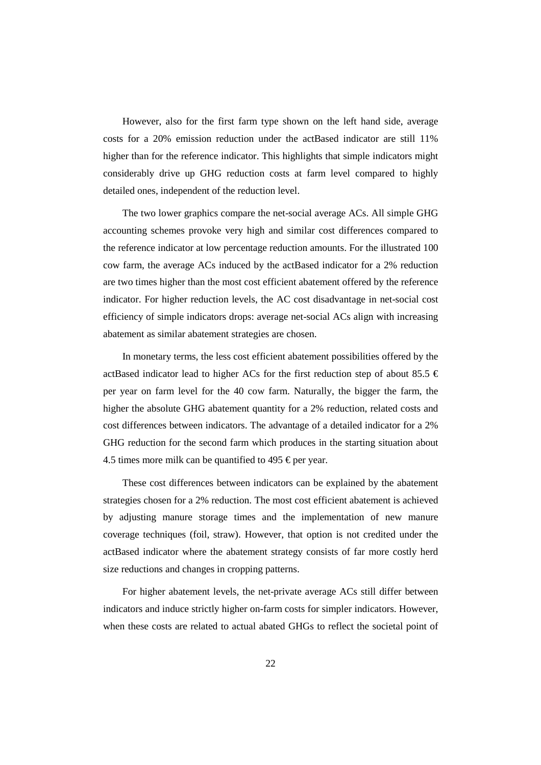However, also for the first farm type shown on the left hand side, average costs for a 20% emission reduction under the actBased indicator are still 11% higher than for the reference indicator. This highlights that simple indicators might considerably drive up GHG reduction costs at farm level compared to highly detailed ones, independent of the reduction level.

The two lower graphics compare the net-social average ACs. All simple GHG accounting schemes provoke very high and similar cost differences compared to the reference indicator at low percentage reduction amounts. For the illustrated 100 cow farm, the average ACs induced by the actBased indicator for a 2% reduction are two times higher than the most cost efficient abatement offered by the reference indicator. For higher reduction levels, the AC cost disadvantage in net-social cost efficiency of simple indicators drops: average net-social ACs align with increasing abatement as similar abatement strategies are chosen.

In monetary terms, the less cost efficient abatement possibilities offered by the actBased indicator lead to higher ACs for the first reduction step of about 85.5 € per year on farm level for the 40 cow farm. Naturally, the bigger the farm, the higher the absolute GHG abatement quantity for a 2% reduction, related costs and cost differences between indicators. The advantage of a detailed indicator for a 2% GHG reduction for the second farm which produces in the starting situation about 4.5 times more milk can be quantified to 495 € per year.

These cost differences between indicators can be explained by the abatement strategies chosen for a 2% reduction. The most cost efficient abatement is achieved by adjusting manure storage times and the implementation of new manure coverage techniques (foil, straw). However, that option is not credited under the actBased indicator where the abatement strategy consists of far more costly herd size reductions and changes in cropping patterns.

For higher abatement levels, the net-private average ACs still differ between indicators and induce strictly higher on-farm costs for simpler indicators. However, when these costs are related to actual abated GHGs to reflect the societal point of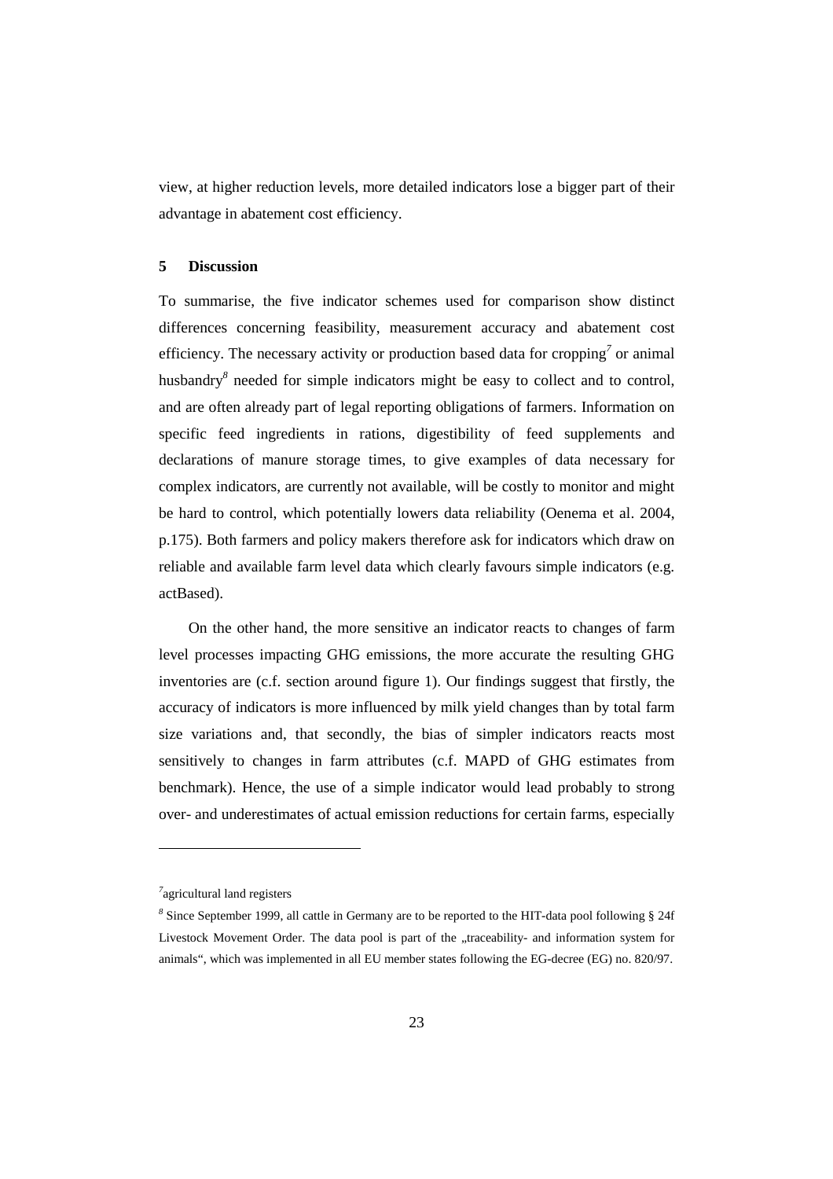view, at higher reduction levels, more detailed indicators lose a bigger part of their advantage in abatement cost efficiency.

## 5 Discussion

To summarise, the five indicator schemes used for comparison show distinct differences concerning feasibility, measurement accuracy and abatement cost efficiency. The necessary activity or production based data for cropping[7] or animal husbandry[8] needed for simple indicators might be easy to collect and to control, and are often already part of legal reporting obligations of farmers. Information on specific feed ingredients in rations, digestibility of feed supplements and declarations of manure storage times, to give examples of data necessary for complex indicators, are currently not available, will be costly to monitor and might be hard to control, which potentially lowers data reliability (Oenema et al. 2004, p.175). Both farmers and policy makers therefore ask for indicators which draw on reliable and available farm level data which clearly favours simple indicators (e.g. actBased).

On the other hand, the more sensitive an indicator reacts to changes of farm level processes impacting GHG emissions, the more accurate the resulting GHG inventories are (c.f. section around figure 1). Our findings suggest that firstly, the accuracy of indicators is more influenced by milk yield changes than by total farm size variations and, that secondly, the bias of simpler indicators reacts most sensitively to changes in farm attributes (c.f. MAPD of GHG estimates from benchmark). Hence, the use of a simple indicator would lead probably to strong over- and underestimates of actual emission reductions for certain farms, especially

---

[7] agricultural land registers

[8] Since September 1999, all cattle in Germany are to be reported to the HIT-data pool following § 24f Livestock Movement Order. The data pool is part of the „traceability- and information system for animals“, which was implemented in all EU member states following the EG-decree (EG) no. 820/97.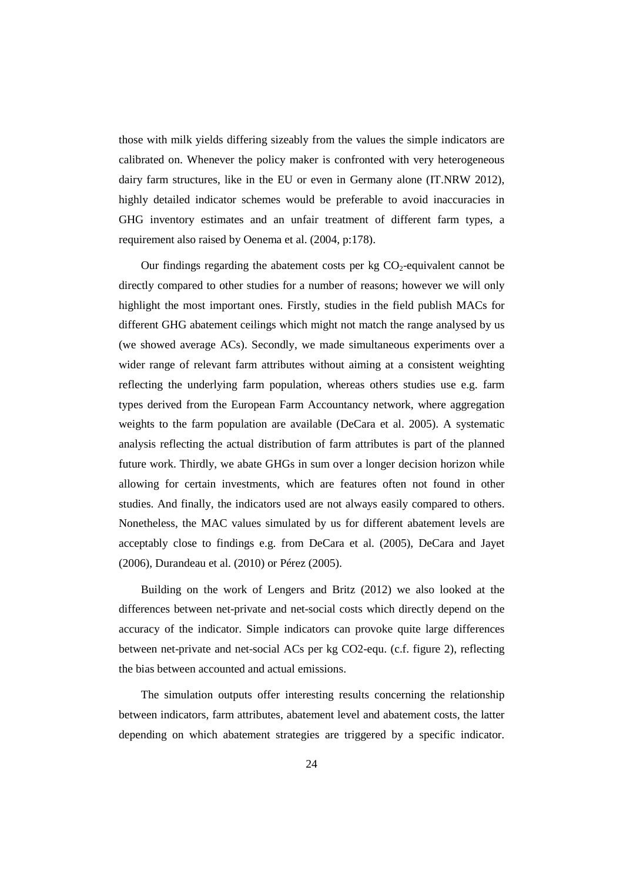those with milk yields differing sizeably from the values the simple indicators are calibrated on. Whenever the policy maker is confronted with very heterogeneous dairy farm structures, like in the EU or even in Germany alone (IT.NRW 2012), highly detailed indicator schemes would be preferable to avoid inaccuracies in GHG inventory estimates and an unfair treatment of different farm types, a requirement also raised by Oenema et al. (2004, p:178).

Our findings regarding the abatement costs per kg $CO_2$-equivalent cannot be directly compared to other studies for a number of reasons; however we will only highlight the most important ones. Firstly, studies in the field publish MACs for different GHG abatement ceilings which might not match the range analysed by us (we showed average ACs). Secondly, we made simultaneous experiments over a wider range of relevant farm attributes without aiming at a consistent weighting reflecting the underlying farm population, whereas others studies use e.g. farm types derived from the European Farm Accountancy network, where aggregation weights to the farm population are available (DeCara et al. 2005). A systematic analysis reflecting the actual distribution of farm attributes is part of the planned future work. Thirdly, we abate GHGs in sum over a longer decision horizon while allowing for certain investments, which are features often not found in other studies. And finally, the indicators used are not always easily compared to others. Nonetheless, the MAC values simulated by us for different abatement levels are acceptably close to findings e.g. from DeCara et al. (2005), DeCara and Jayet (2006), Durandeau et al. (2010) or Pérez (2005).

Building on the work of Lengers and Britz (2012) we also looked at the differences between net-private and net-social costs which directly depend on the accuracy of the indicator. Simple indicators can provoke quite large differences between net-private and net-social ACs per kg CO2-equ. (c.f. figure 2), reflecting the bias between accounted and actual emissions.

The simulation outputs offer interesting results concerning the relationship between indicators, farm attributes, abatement level and abatement costs, the latter depending on which abatement strategies are triggered by a specific indicator.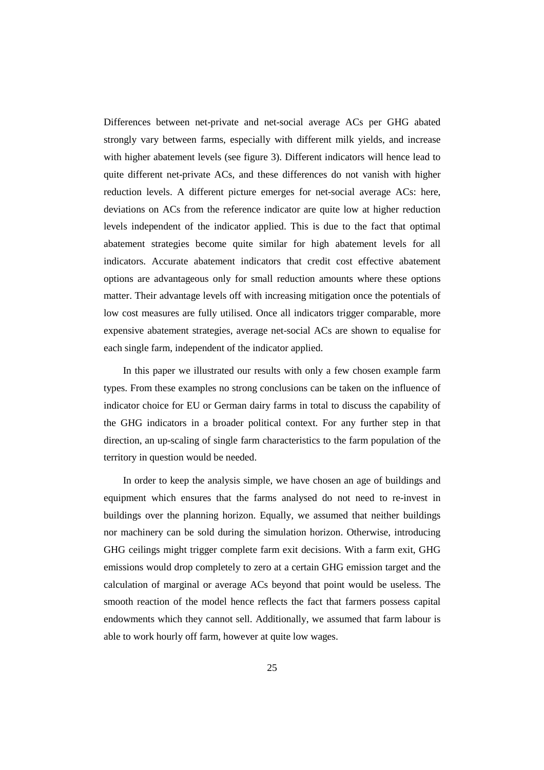Differences between net-private and net-social average ACs per GHG abated strongly vary between farms, especially with different milk yields, and increase with higher abatement levels (see figure 3). Different indicators will hence lead to quite different net-private ACs, and these differences do not vanish with higher reduction levels. A different picture emerges for net-social average ACs: here, deviations on ACs from the reference indicator are quite low at higher reduction levels independent of the indicator applied. This is due to the fact that optimal abatement strategies become quite similar for high abatement levels for all indicators. Accurate abatement indicators that credit cost effective abatement options are advantageous only for small reduction amounts where these options matter. Their advantage levels off with increasing mitigation once the potentials of low cost measures are fully utilised. Once all indicators trigger comparable, more expensive abatement strategies, average net-social ACs are shown to equalise for each single farm, independent of the indicator applied.

In this paper we illustrated our results with only a few chosen example farm types. From these examples no strong conclusions can be taken on the influence of indicator choice for EU or German dairy farms in total to discuss the capability of the GHG indicators in a broader political context. For any further step in that direction, an up-scaling of single farm characteristics to the farm population of the territory in question would be needed.

In order to keep the analysis simple, we have chosen an age of buildings and equipment which ensures that the farms analysed do not need to re-invest in buildings over the planning horizon. Equally, we assumed that neither buildings nor machinery can be sold during the simulation horizon. Otherwise, introducing GHG ceilings might trigger complete farm exit decisions. With a farm exit, GHG emissions would drop completely to zero at a certain GHG emission target and the calculation of marginal or average ACs beyond that point would be useless. The smooth reaction of the model hence reflects the fact that farmers possess capital endowments which they cannot sell. Additionally, we assumed that farm labour is able to work hourly off farm, however at quite low wages.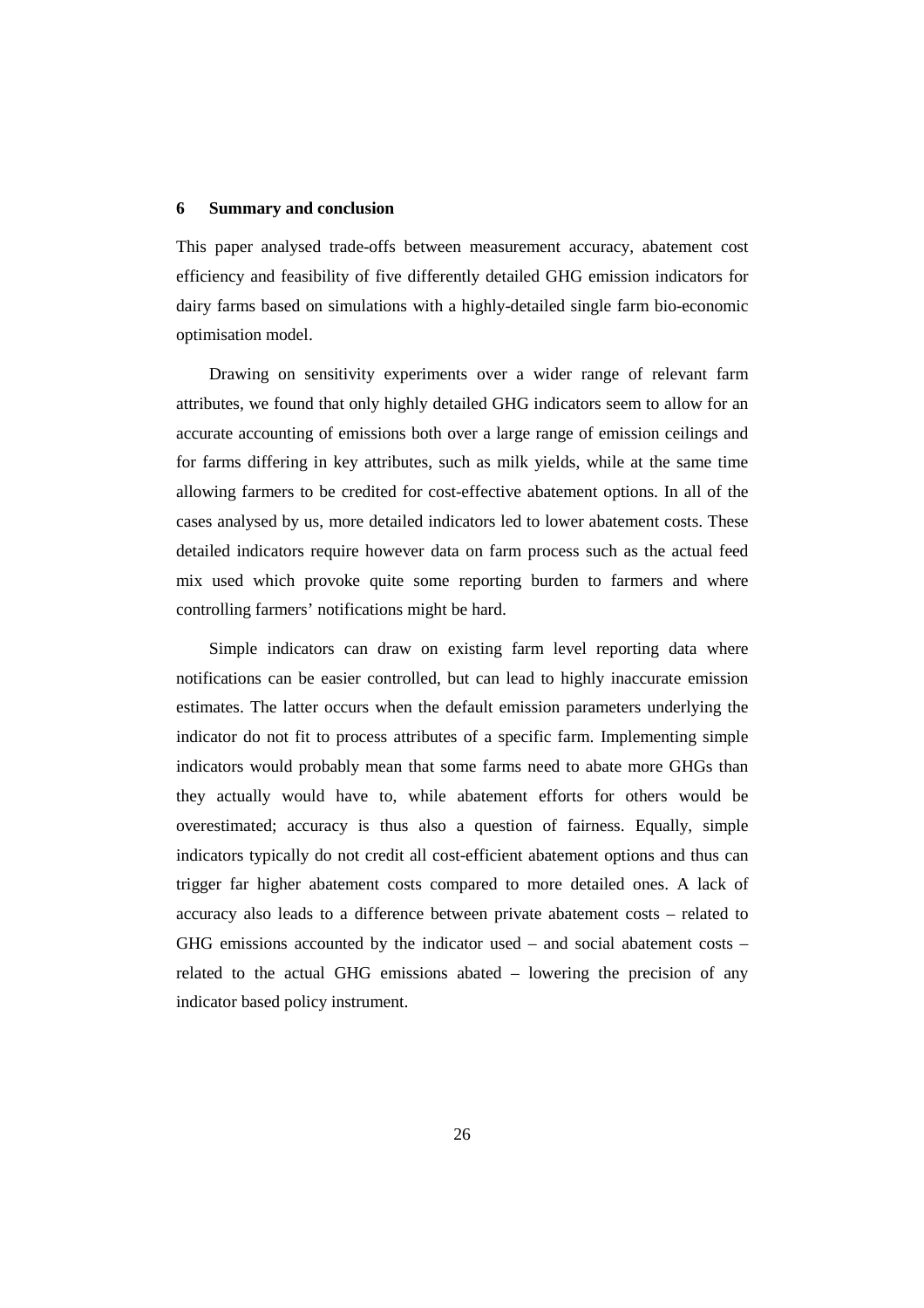## 6 Summary and conclusion

This paper analysed trade-offs between measurement accuracy, abatement cost efficiency and feasibility of five differently detailed GHG emission indicators for dairy farms based on simulations with a highly-detailed single farm bio-economic optimisation model.

Drawing on sensitivity experiments over a wider range of relevant farm attributes, we found that only highly detailed GHG indicators seem to allow for an accurate accounting of emissions both over a large range of emission ceilings and for farms differing in key attributes, such as milk yields, while at the same time allowing farmers to be credited for cost-effective abatement options. In all of the cases analysed by us, more detailed indicators led to lower abatement costs. These detailed indicators require however data on farm process such as the actual feed mix used which provoke quite some reporting burden to farmers and where controlling farmers' notifications might be hard.

Simple indicators can draw on existing farm level reporting data where notifications can be easier controlled, but can lead to highly inaccurate emission estimates. The latter occurs when the default emission parameters underlying the indicator do not fit to process attributes of a specific farm. Implementing simple indicators would probably mean that some farms need to abate more GHGs than they actually would have to, while abatement efforts for others would be overestimated; accuracy is thus also a question of fairness. Equally, simple indicators typically do not credit all cost-efficient abatement options and thus can trigger far higher abatement costs compared to more detailed ones. A lack of accuracy also leads to a difference between private abatement costs – related to GHG emissions accounted by the indicator used – and social abatement costs – related to the actual GHG emissions abated – lowering the precision of any indicator based policy instrument.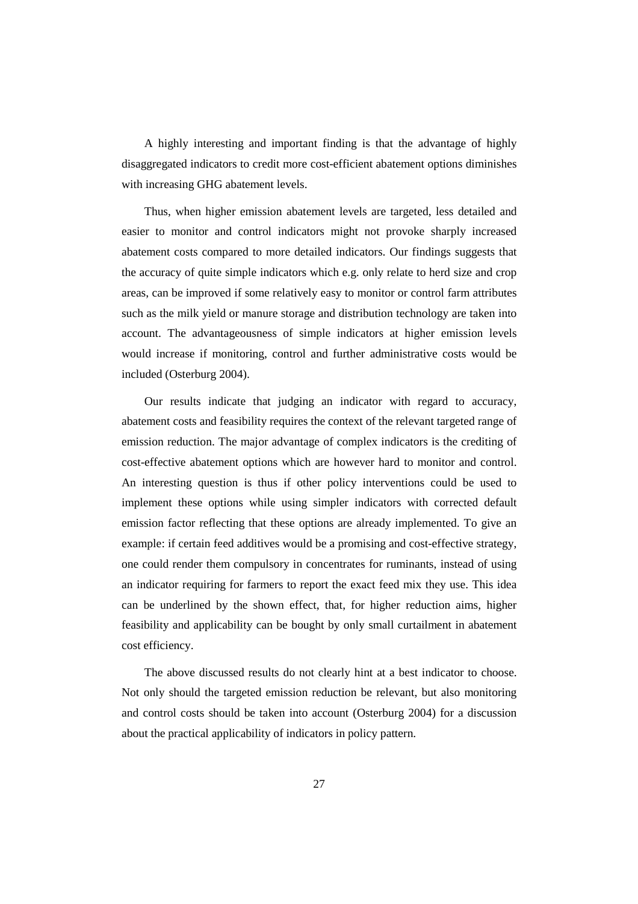A highly interesting and important finding is that the advantage of highly disaggregated indicators to credit more cost-efficient abatement options diminishes with increasing GHG abatement levels.

Thus, when higher emission abatement levels are targeted, less detailed and easier to monitor and control indicators might not provoke sharply increased abatement costs compared to more detailed indicators. Our findings suggests that the accuracy of quite simple indicators which e.g. only relate to herd size and crop areas, can be improved if some relatively easy to monitor or control farm attributes such as the milk yield or manure storage and distribution technology are taken into account. The advantageousness of simple indicators at higher emission levels would increase if monitoring, control and further administrative costs would be included (Osterburg 2004).

Our results indicate that judging an indicator with regard to accuracy, abatement costs and feasibility requires the context of the relevant targeted range of emission reduction. The major advantage of complex indicators is the crediting of cost-effective abatement options which are however hard to monitor and control. An interesting question is thus if other policy interventions could be used to implement these options while using simpler indicators with corrected default emission factor reflecting that these options are already implemented. To give an example: if certain feed additives would be a promising and cost-effective strategy, one could render them compulsory in concentrates for ruminants, instead of using an indicator requiring for farmers to report the exact feed mix they use. This idea can be underlined by the shown effect, that, for higher reduction aims, higher feasibility and applicability can be bought by only small curtailment in abatement cost efficiency.

The above discussed results do not clearly hint at a best indicator to choose. Not only should the targeted emission reduction be relevant, but also monitoring and control costs should be taken into account (Osterburg 2004) for a discussion about the practical applicability of indicators in policy pattern.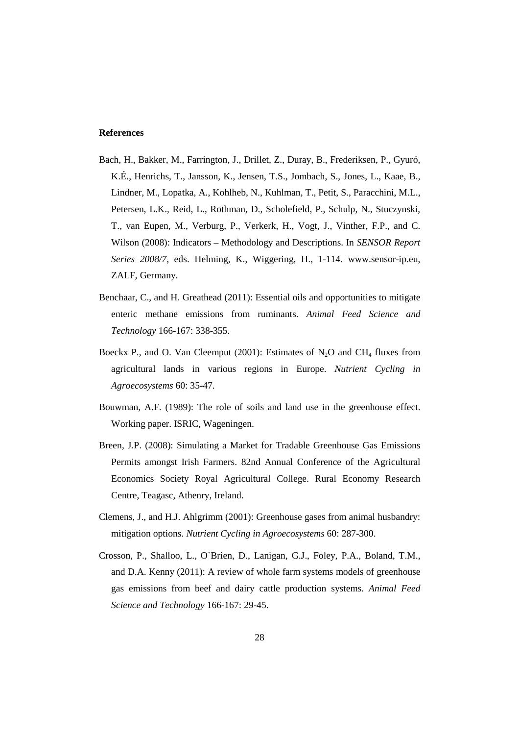**References**

Bach, H., Bakker, M., Farrington, J., Drillet, Z., Duray, B., Frederiksen, P., Gyuró, K.É., Henrichs, T., Jansson, K., Jensen, T.S., Jombach, S., Jones, L., Kaae, B., Lindner, M., Lopatka, A., Kohlheb, N., Kuhlman, T., Petit, S., Paracchini, M.L., Petersen, L.K., Reid, L., Rothman, D., Scholefield, P., Schulp, N., Stuczynski, T., van Eupen, M., Verburg, P., Verkerk, H., Vogt, J., Vinther, F.P., and C. Wilson (2008): Indicators – Methodology and Descriptions. In *SENSOR Report Series 2008/7*, eds. Helming, K., Wiggering, H., 1-114. www.sensor-ip.eu, ZALF, Germany.

Benchaar, C., and H. Greathead (2011): Essential oils and opportunities to mitigate enteric methane emissions from ruminants. *Animal Feed Science and Technology* 166-167: 338-355.

Boeckx P., and O. Van Cleemput (2001): Estimates of $N_2O$ and $CH_4$ fluxes from agricultural lands in various regions in Europe. *Nutrient Cycling in Agroecosystems* 60: 35-47.

Bouwman, A.F. (1989): The role of soils and land use in the greenhouse effect. Working paper. ISRIC, Wageningen.

Breen, J.P. (2008): Simulating a Market for Tradable Greenhouse Gas Emissions Permits amongst Irish Farmers. 82nd Annual Conference of the Agricultural Economics Society Royal Agricultural College. Rural Economy Research Centre, Teagasc, Athenry, Ireland.

Clemens, J., and H.J. Ahlgrimm (2001): Greenhouse gases from animal husbandry: mitigation options. *Nutrient Cycling in Agroecosystems* 60: 287-300.

Crosson, P., Shalloo, L., O`Brien, D., Lanigan, G.J., Foley, P.A., Boland, T.M., and D.A. Kenny (2011): A review of whole farm systems models of greenhouse gas emissions from beef and dairy cattle production systems. *Animal Feed Science and Technology* 166-167: 29-45.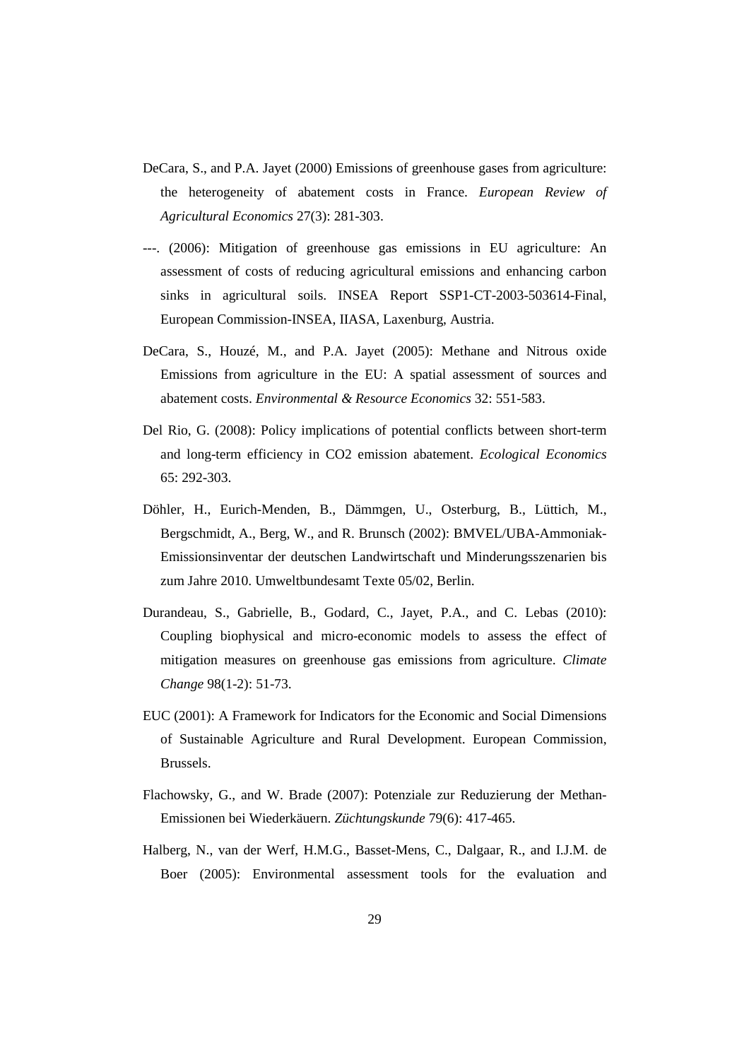DeCara, S., and P.A. Jayet (2000) Emissions of greenhouse gases from agriculture: the heterogeneity of abatement costs in France. *European Review of Agricultural Economics* 27(3): 281-303.

---. (2006): Mitigation of greenhouse gas emissions in EU agriculture: An assessment of costs of reducing agricultural emissions and enhancing carbon sinks in agricultural soils. INSEA Report SSP1-CT-2003-503614-Final, European Commission-INSEA, IIASA, Laxenburg, Austria.

DeCara, S., Houzé, M., and P.A. Jayet (2005): Methane and Nitrous oxide Emissions from agriculture in the EU: A spatial assessment of sources and abatement costs. *Environmental & Resource Economics* 32: 551-583.

Del Rio, G. (2008): Policy implications of potential conflicts between short-term and long-term efficiency in CO2 emission abatement. *Ecological Economics* 65: 292-303.

Döhler, H., Eurich-Menden, B., Dämmgen, U., Osterburg, B., Lüttich, M., Bergschmidt, A., Berg, W., and R. Brunsch (2002): BMVEL/UBA-Ammoniak-Emissionsinventar der deutschen Landwirtschaft und Minderungsszenarien bis zum Jahre 2010. Umweltbundesamt Texte 05/02, Berlin.

Durandeau, S., Gabrielle, B., Godard, C., Jayet, P.A., and C. Lebas (2010): Coupling biophysical and micro-economic models to assess the effect of mitigation measures on greenhouse gas emissions from agriculture. *Climate Change* 98(1-2): 51-73.

EUC (2001): A Framework for Indicators for the Economic and Social Dimensions of Sustainable Agriculture and Rural Development. European Commission, Brussels.

Flachowsky, G., and W. Brade (2007): Potenziale zur Reduzierung der Methan-Emissionen bei Wiederkäuern. *Züchtungskunde* 79(6): 417-465.

Halberg, N., van der Werf, H.M.G., Basset-Mens, C., Dalgaar, R., and I.J.M. de Boer (2005): Environmental assessment tools for the evaluation and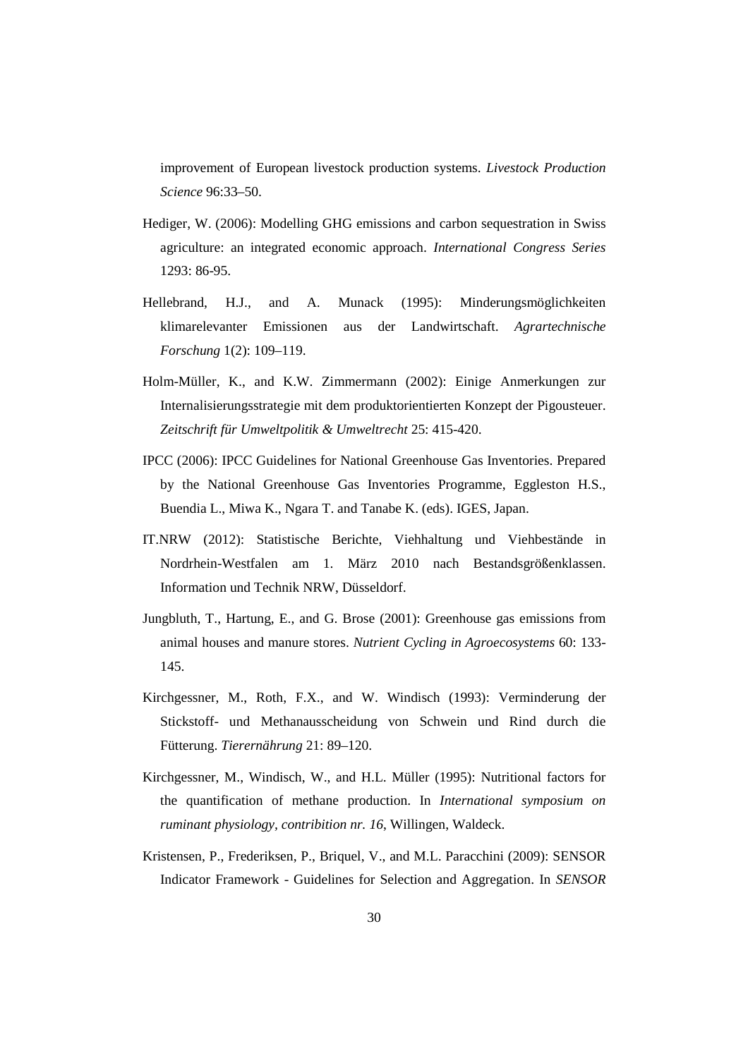improvement of European livestock production systems. *Livestock Production Science* 96:33–50.

Hediger, W. (2006): Modelling GHG emissions and carbon sequestration in Swiss agriculture: an integrated economic approach. *International Congress Series* 1293: 86-95.

Hellebrand, H.J., and A. Munack (1995): Minderungsmöglichkeiten klimarelevanter Emissionen aus der Landwirtschaft. *Agrartechnische Forschung* 1(2): 109–119.

Holm-Müller, K., and K.W. Zimmermann (2002): Einige Anmerkungen zur Internalisierungsstrategie mit dem produktorientierten Konzept der Pigousteuer. *Zeitschrift für Umweltpolitik & Umweltrecht* 25: 415-420.

IPCC (2006): IPCC Guidelines for National Greenhouse Gas Inventories. Prepared by the National Greenhouse Gas Inventories Programme, Eggleston H.S., Buendia L., Miwa K., Ngara T. and Tanabe K. (eds). IGES, Japan.

IT.NRW (2012): Statistische Berichte, Viehhaltung und Viehbestände in Nordrhein-Westfalen am 1. März 2010 nach Bestandsgrößenklassen. Information und Technik NRW, Düsseldorf.

Jungbluth, T., Hartung, E., and G. Brose (2001): Greenhouse gas emissions from animal houses and manure stores. *Nutrient Cycling in Agroecosystems* 60: 133-145.

Kirchgessner, M., Roth, F.X., and W. Windisch (1993): Verminderung der Stickstoff- und Methanausscheidung von Schwein und Rind durch die Fütterung. *Tierernährung* 21: 89–120.

Kirchgessner, M., Windisch, W., and H.L. Müller (1995): Nutritional factors for the quantification of methane production. In *International symposium on ruminant physiology, contribition nr. 16*, Willingen, Waldeck.

Kristensen, P., Frederiksen, P., Briquel, V., and M.L. Paracchini (2009): SENSOR Indicator Framework - Guidelines for Selection and Aggregation. In *SENSOR*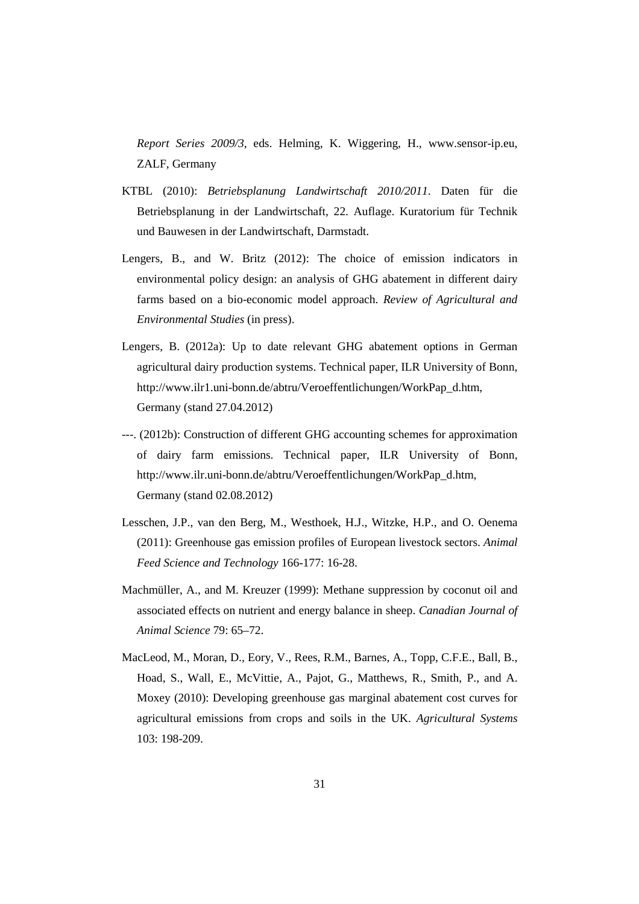*Report Series 2009/3*, eds. Helming, K. Wiggering, H., www.sensor-ip.eu, ZALF, Germany

KTBL (2010): *Betriebsplanung Landwirtschaft 2010/2011*. Daten für die Betriebsplanung in der Landwirtschaft, 22. Auflage. Kuratorium für Technik und Bauwesen in der Landwirtschaft, Darmstadt.

Lengers, B., and W. Britz (2012): The choice of emission indicators in environmental policy design: an analysis of GHG abatement in different dairy farms based on a bio-economic model approach. *Review of Agricultural and Environmental Studies* (in press).

Lengers, B. (2012a): Up to date relevant GHG abatement options in German agricultural dairy production systems. Technical paper, ILR University of Bonn, http://www.ilr1.uni-bonn.de/abtru/Veroeffentlichungen/WorkPap_d.htm, Germany (stand 27.04.2012)

---. (2012b): Construction of different GHG accounting schemes for approximation of dairy farm emissions. Technical paper, ILR University of Bonn, http://www.ilr.uni-bonn.de/abtru/Veroeffentlichungen/WorkPap_d.htm, Germany (stand 02.08.2012)

Lesschen, J.P., van den Berg, M., Westhoek, H.J., Witzke, H.P., and O. Oenema (2011): Greenhouse gas emission profiles of European livestock sectors. *Animal Feed Science and Technology* 166-177: 16-28.

Machmüller, A., and M. Kreuzer (1999): Methane suppression by coconut oil and associated effects on nutrient and energy balance in sheep. *Canadian Journal of Animal Science* 79: 65–72.

MacLeod, M., Moran, D., Eory, V., Rees, R.M., Barnes, A., Topp, C.F.E., Ball, B., Hoad, S., Wall, E., McVittie, A., Pajot, G., Matthews, R., Smith, P., and A. Moxey (2010): Developing greenhouse gas marginal abatement cost curves for agricultural emissions from crops and soils in the UK. *Agricultural Systems* 103: 198-209.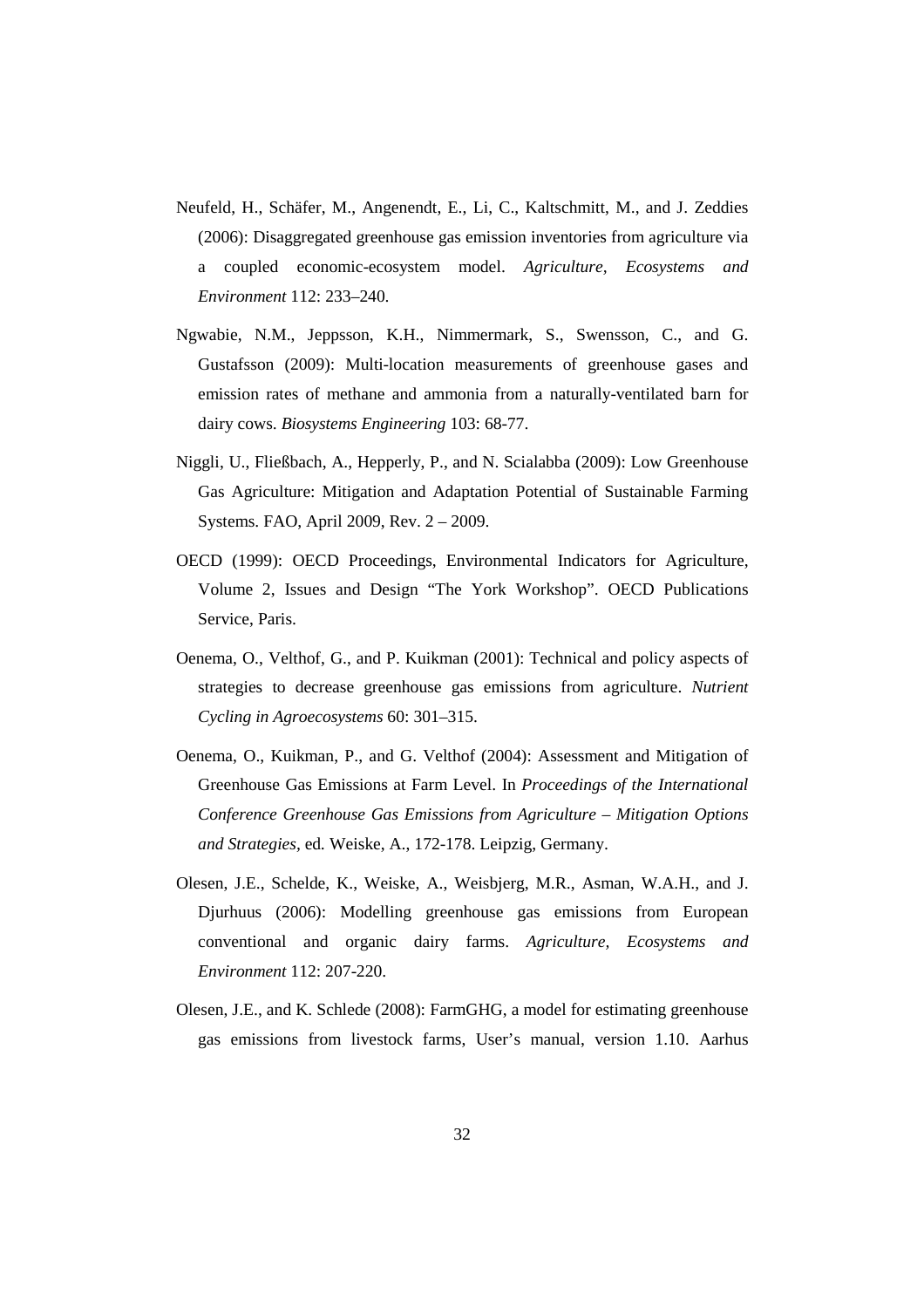Neufeld, H., Schäfer, M., Angenendt, E., Li, C., Kaltschmitt, M., and J. Zeddies (2006): Disaggregated greenhouse gas emission inventories from agriculture via a coupled economic-ecosystem model. *Agriculture, Ecosystems and Environment* 112: 233–240.

Ngwabie, N.M., Jeppsson, K.H., Nimmermark, S., Swensson, C., and G. Gustafsson (2009): Multi-location measurements of greenhouse gases and emission rates of methane and ammonia from a naturally-ventilated barn for dairy cows. *Biosystems Engineering* 103: 68-77.

Niggli, U., Fließbach, A., Hepperly, P., and N. Scialabba (2009): Low Greenhouse Gas Agriculture: Mitigation and Adaptation Potential of Sustainable Farming Systems. FAO, April 2009, Rev. 2 – 2009.

OECD (1999): OECD Proceedings, Environmental Indicators for Agriculture, Volume 2, Issues and Design "The York Workshop". OECD Publications Service, Paris.

Oenema, O., Velthof, G., and P. Kuikman (2001): Technical and policy aspects of strategies to decrease greenhouse gas emissions from agriculture. *Nutrient Cycling in Agroecosystems* 60: 301–315.

Oenema, O., Kuikman, P., and G. Velthof (2004): Assessment and Mitigation of Greenhouse Gas Emissions at Farm Level. In *Proceedings of the International Conference Greenhouse Gas Emissions from Agriculture – Mitigation Options and Strategies,* ed. Weiske, A., 172-178. Leipzig, Germany.

Olesen, J.E., Schelde, K., Weiske, A., Weisbjerg, M.R., Asman, W.A.H., and J. Djurhuus (2006): Modelling greenhouse gas emissions from European conventional and organic dairy farms. *Agriculture, Ecosystems and Environment* 112: 207-220.

Olesen, J.E., and K. Schlede (2008): FarmGHG, a model for estimating greenhouse gas emissions from livestock farms, User's manual, version 1.10. Aarhus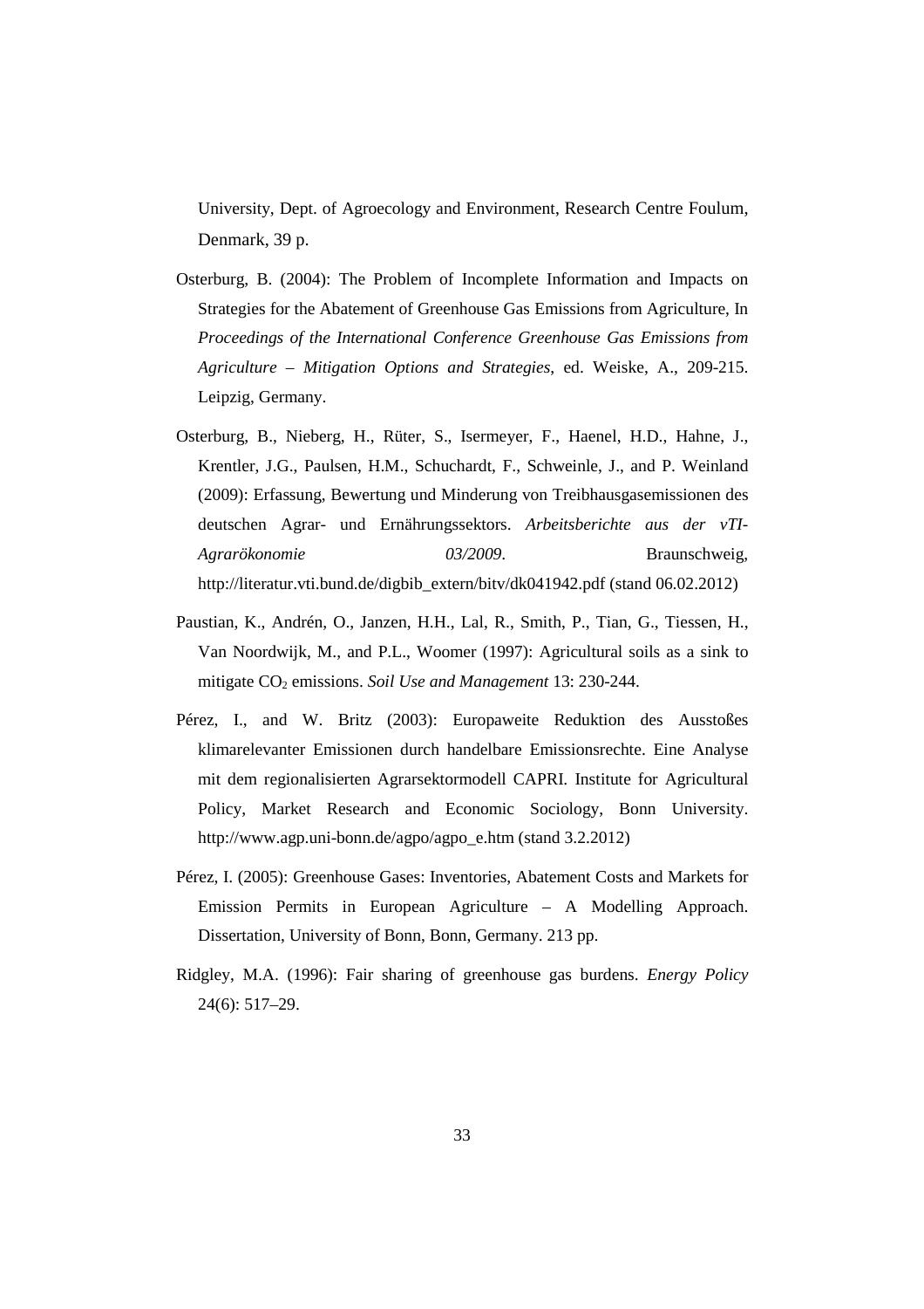University, Dept. of Agroecology and Environment, Research Centre Foulum, Denmark, 39 p.

Osterburg, B. (2004): The Problem of Incomplete Information and Impacts on Strategies for the Abatement of Greenhouse Gas Emissions from Agriculture, In *Proceedings of the International Conference Greenhouse Gas Emissions from Agriculture – Mitigation Options and Strategies*, ed. Weiske, A., 209-215. Leipzig, Germany.

Osterburg, B., Nieberg, H., Rüter, S., Isermeyer, F., Haenel, H.D., Hahne, J., Krentler, J.G., Paulsen, H.M., Schuchardt, F., Schweinle, J., and P. Weinland (2009): Erfassung, Bewertung und Minderung von Treibhausgasemissionen des deutschen Agrar- und Ernährungssektors. *Arbeitsberichte aus der vTI-Agrarökonomie 03/2009*. Braunschweig, http://literatur.vti.bund.de/digbib_extern/bitv/dk041942.pdf (stand 06.02.2012)

Paustian, K., Andrén, O., Janzen, H.H., Lal, R., Smith, P., Tian, G., Tiessen, H., Van Noordwijk, M., and P.L., Woomer (1997): Agricultural soils as a sink to mitigate $CO_2$ emissions. *Soil Use and Management* 13: 230-244.

Pérez, I., and W. Britz (2003): Europaweite Reduktion des Ausstoßes klimarelevanter Emissionen durch handelbare Emissionsrechte. Eine Analyse mit dem regionalisierten Agrarsektormodell CAPRI. Institute for Agricultural Policy, Market Research and Economic Sociology, Bonn University. http://www.agp.uni-bonn.de/agpo/agpo_e.htm (stand 3.2.2012)

Pérez, I. (2005): Greenhouse Gases: Inventories, Abatement Costs and Markets for Emission Permits in European Agriculture – A Modelling Approach. Dissertation, University of Bonn, Bonn, Germany. 213 pp.

Ridgley, M.A. (1996): Fair sharing of greenhouse gas burdens. *Energy Policy* 24(6): 517–29.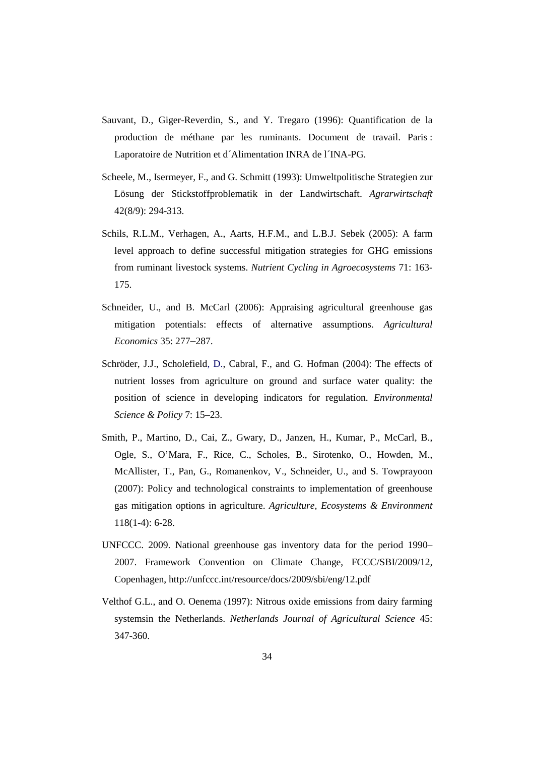Sauvant, D., Giger-Reverdin, S., and Y. Tregaro (1996): Quantification de la production de méthane par les ruminants. Document de travail. Paris : Laporatoire de Nutrition et d´Alimentation INRA de l´INA-PG.

Scheele, M., Isermeyer, F., and G. Schmitt (1993): Umweltpolitische Strategien zur Lösung der Stickstoffproblematik in der Landwirtschaft. *Agrarwirtschaft* 42(8/9): 294-313.

Schils, R.L.M., Verhagen, A., Aarts, H.F.M., and L.B.J. Sebek (2005): A farm level approach to define successful mitigation strategies for GHG emissions from ruminant livestock systems. *Nutrient Cycling in Agroecosystems* 71: 163-175.

Schneider, U., and B. McCarl (2006): Appraising agricultural greenhouse gas mitigation potentials: effects of alternative assumptions. *Agricultural Economics* 35: 277–287.

Schröder, J.J., Scholefield, D., Cabral, F., and G. Hofman (2004): The effects of nutrient losses from agriculture on ground and surface water quality: the position of science in developing indicators for regulation. *Environmental Science & Policy* 7: 15–23.

Smith, P., Martino, D., Cai, Z., Gwary, D., Janzen, H., Kumar, P., McCarl, B., Ogle, S., O'Mara, F., Rice, C., Scholes, B., Sirotenko, O., Howden, M., McAllister, T., Pan, G., Romanenkov, V., Schneider, U., and S. Towprayoon (2007): Policy and technological constraints to implementation of greenhouse gas mitigation options in agriculture. *Agriculture, Ecosystems & Environment* 118(1-4): 6-28.

UNFCCC. 2009. National greenhouse gas inventory data for the period 1990–2007. Framework Convention on Climate Change, FCCC/SBI/2009/12, Copenhagen, http://unfccc.int/resource/docs/2009/sbi/eng/12.pdf

Velthof G.L., and O. Oenema (1997): Nitrous oxide emissions from dairy farming systemsin the Netherlands. *Netherlands Journal of Agricultural Science* 45: 347-360.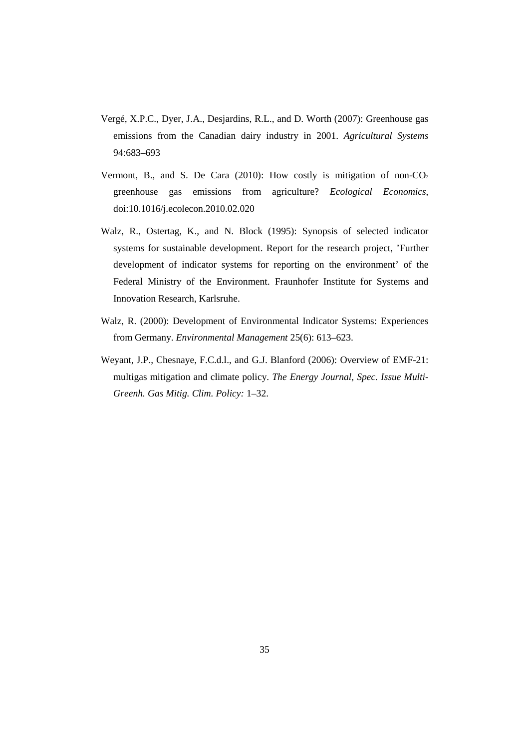Vergé, X.P.C., Dyer, J.A., Desjardins, R.L., and D. Worth (2007): Greenhouse gas emissions from the Canadian dairy industry in 2001. *Agricultural Systems* 94:683–693

Vermont, B., and S. De Cara (2010): How costly is mitigation of non-$CO_2$ greenhouse gas emissions from agriculture? *Ecological Economics*, doi:10.1016/j.ecolecon.2010.02.020

Walz, R., Ostertag, K., and N. Block (1995): Synopsis of selected indicator systems for sustainable development. Report for the research project, 'Further development of indicator systems for reporting on the environment' of the Federal Ministry of the Environment. Fraunhofer Institute for Systems and Innovation Research, Karlsruhe.

Walz, R. (2000): Development of Environmental Indicator Systems: Experiences from Germany. *Environmental Management* 25(6): 613–623.

Weyant, J.P., Chesnaye, F.C.d.l., and G.J. Blanford (2006): Overview of EMF-21: multigas mitigation and climate policy. *The Energy Journal, Spec. Issue Multi-Greenh. Gas Mitig. Clim. Policy:* 1–32.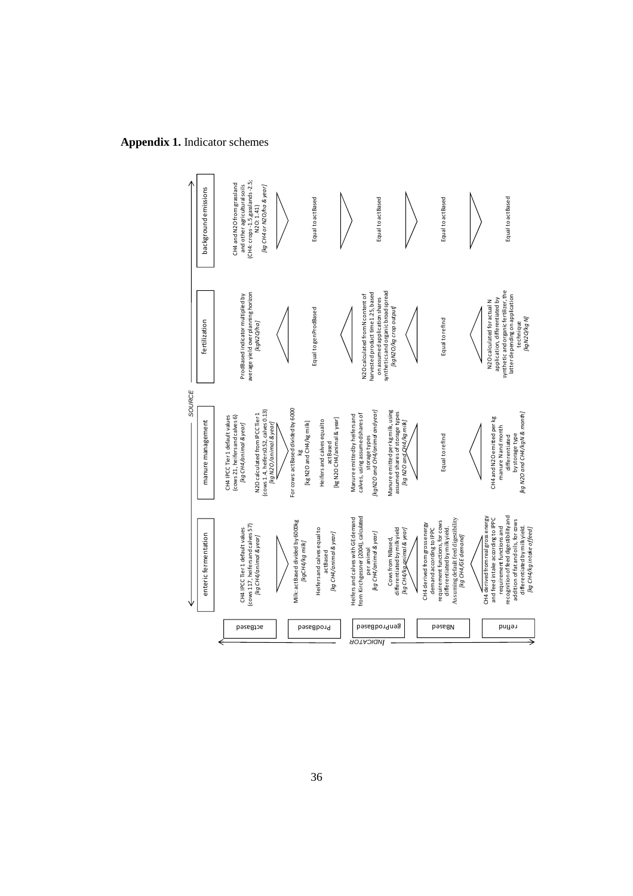## Appendix 1. Indicator schemes

| INDICATOR / SOURCE | enteric fermentation | manure management | fertilization | background emissions |
|---|---|---|---|---|
| actBased | $CH_4$ IPCC Tier 1 default values (cows 117, heifers and calves 57) *[kg $CH_4$/animal & year]* | $CH_4$ IPCC Tier 1 default values (cows 21, heifers and calves 6) *[kg $CH_4$/animal & year]* $N_2O$ calculated from IPCC Tier 1 (cows 1.4, heifers 0.52, calves 0.13) *[kg $N_2O$/animal & year]* | ProdBased indicator multiplied by average yield over planning horizon *[kg$N_2O$/ha]* | $CH_4$ and $N_2O$ from grassland and other agricultural soils ($CH_4$: crops -1.5; grasslands -2.5; $N_2O$: 1.41) *[kg $CH_4$ or $N_2O$/ha & year]* |
| ProdBased | Milk: actBased divided by 6000kg *[kg$CH_4$/kg milk]* Heifers and calves equal to actBased *[kg $CH_4$/animal & year]* | For cows: actBased divided by 6000 kg [kg $N_2O$ and $CH_4$/kg milk] Heifers and calves equal to actBased [kg $N_2O$ $CH_4$/animal & year] | Equal to genProdBased | Equal to actBased |
| genProdBased | Heifers and calves with GE demand from Kirchgessner (2004), calculated per animal *[kg $CH_4$/animal & year]* Cows from NBased, differentiated by milk yield *[kg $CH_4$/kg animal & year]* | Manure emitted by heifers and calves, using assumed shares of storage types *[kg$N_2O$ and $CH_4$/animal and year]* Manure emitted per kg milk, using assumed shares of storage types *[kg $N_2O$ and $CH_4$/kg milk]* | $N_2O$ calculated from N content of harvested product time 1.25, based on assumed application shares synthetics and organic broadspread *[kg$N_2O$/kg crop output]* | Equal to actBased |
| NBased | $CH_4$ derived from gross energy demand according to IPPC requirement functions, for cows differentiated by milk yield. Assuming default feed digestibility *[kg $CH_4$/GE demand]* | Equal to refInd | Equal to refInd | Equal to actBased |
| refInd | $CH_4$ derived from real gross energy and feed intake according to IPPC requirement functions and recognition of feed digestibility and addition of fat and oils, for cows differentiated by milk yield. *[kg $CH_4$/kg intake of feed]* | $CH_4$ and $N_2O$ emitted per kg manure N and month differentiated by storage type *[kg $N_2O$ and $CH_4$/kgN & month]* | $N_2O$ calculated for actual N application, differentiated by synthetic and organic fertilizer, the latter depending on application technique *[kg$N_2O$/kg N]* | Equal to actBased |